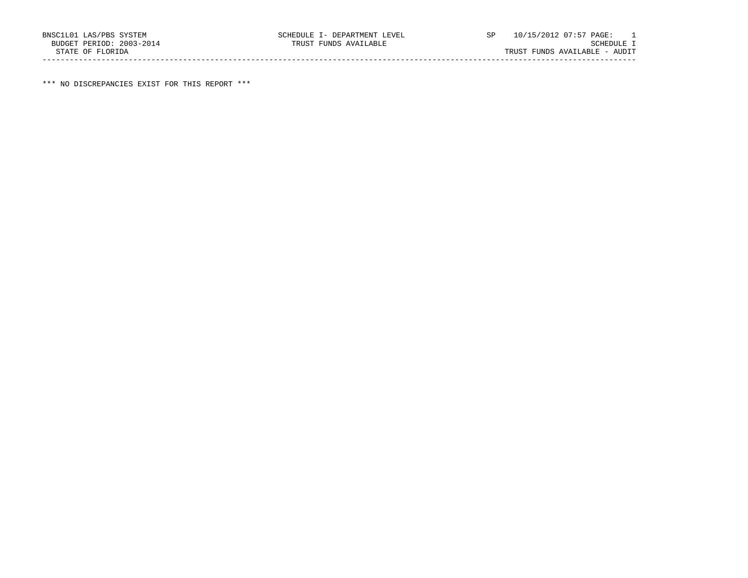BNSC1L01 LAS/PBS SYSTEM SCHEDULE I- DEPARTMENT LEVEL SP 10/15/2012 07:57 PAGE: 1
BUDGET PERIOD: 2003-2014 TRUST FUNDS AVAILABLE SCHEDULE I
STATE OF FLORIDA TRUST FUNDS AVAILABLE - AUDIT

---

*** NO DISCREPANCIES EXIST FOR THIS REPORT ***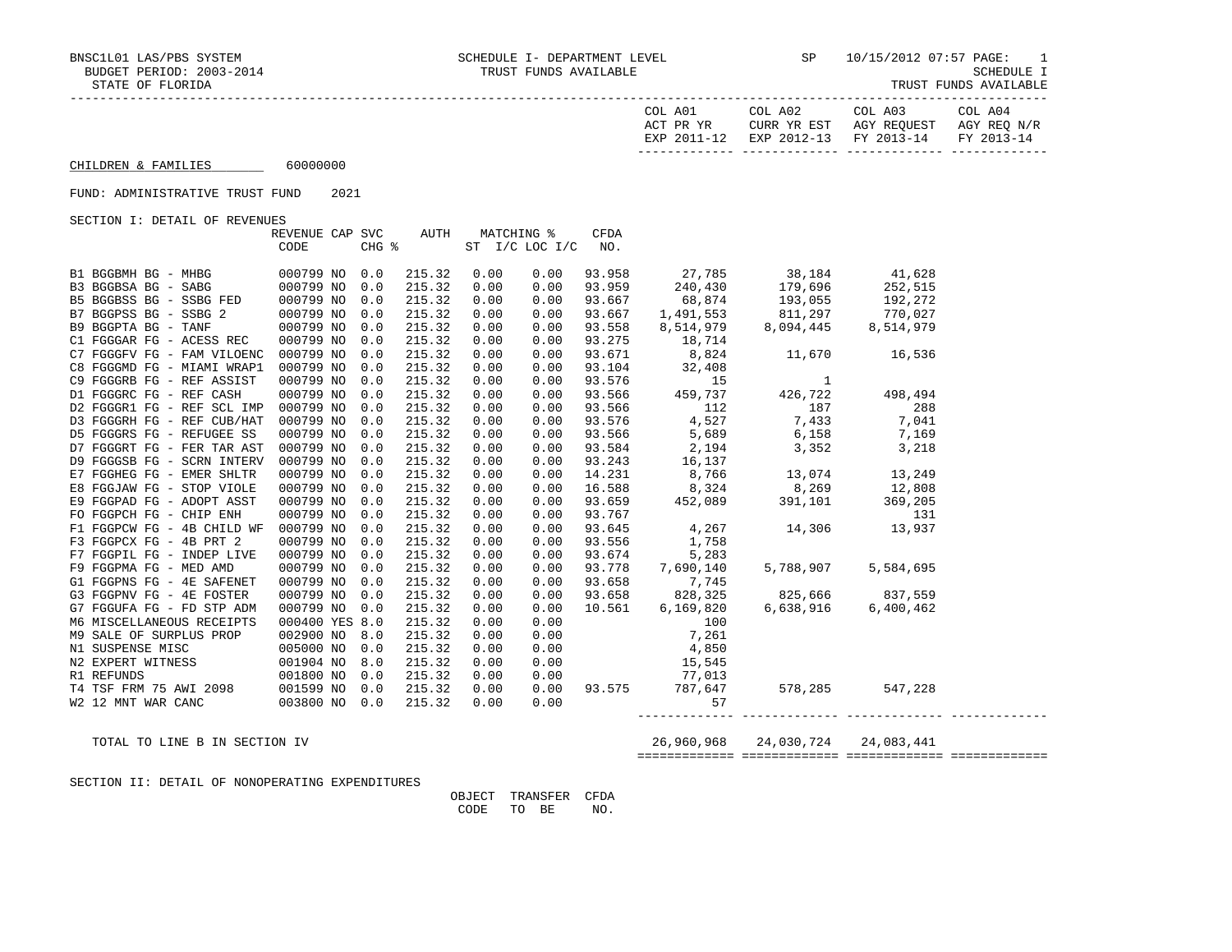BNSC1L01 LAS/PBS SYSTEM — SCHEDULE I- DEPARTMENT LEVEL — TRUST FUNDS AVAILABLE — SP 10/15/2012 07:57

BUDGET PERIOD: 2003-2014 — SCHEDULE I

STATE OF FLORIDA — TRUST FUNDS AVAILABLE

CHILDREN & FAMILIES 60000000

FUND: ADMINISTRATIVE TRUST FUND 2021

SECTION I: DETAIL OF REVENUES

| | REVENUE CODE | CAP CHG | SVC % | AUTH | MATCHING % ST | I/C LOC I/C | CFDA NO. | COL A01 ACT PR YR EXP 2011-12 | COL A02 CURR YR EST EXP 2012-13 | COL A03 AGY REQUEST FY 2013-14 | COL A04 AGY REQ N/R FY 2013-14 |
|---|---|---|---|---|---|---|---|---|---|---|---|
| B1 BGGBMH BG - MHBG | 000799 | NO | 0.0 | 215.32 | 0.00 | 0.00 | 93.958 | 27,785 | 38,184 | 41,628 | |
| B3 BGGBSA BG - SABG | 000799 | NO | 0.0 | 215.32 | 0.00 | 0.00 | 93.959 | 240,430 | 179,696 | 252,515 | |
| B5 BGGBSS BG - SSBG FED | 000799 | NO | 0.0 | 215.32 | 0.00 | 0.00 | 93.667 | 68,874 | 193,055 | 192,272 | |
| B7 BGGPSS BG - SSBG 2 | 000799 | NO | 0.0 | 215.32 | 0.00 | 0.00 | 93.667 | 1,491,553 | 811,297 | 770,027 | |
| B9 BGGPTA BG - TANF | 000799 | NO | 0.0 | 215.32 | 0.00 | 0.00 | 93.558 | 8,514,979 | 8,094,445 | 8,514,979 | |
| C1 FGGGAR FG - ACESS REC | 000799 | NO | 0.0 | 215.32 | 0.00 | 0.00 | 93.275 | 18,714 | | | |
| C7 FGGGFV FG - FAM VILOENC | 000799 | NO | 0.0 | 215.32 | 0.00 | 0.00 | 93.671 | 8,824 | 11,670 | 16,536 | |
| C8 FGGGMD FG - MIAMI WRAP1 | 000799 | NO | 0.0 | 215.32 | 0.00 | 0.00 | 93.104 | 32,408 | | | |
| C9 FGGGRB FG - REF ASSIST | 000799 | NO | 0.0 | 215.32 | 0.00 | 0.00 | 93.576 | 15 | 1 | | |
| D1 FGGGRC FG - REF CASH | 000799 | NO | 0.0 | 215.32 | 0.00 | 0.00 | 93.566 | 459,737 | 426,722 | 498,494 | |
| D2 FGGGR1 FG - REF SCL IMP | 000799 | NO | 0.0 | 215.32 | 0.00 | 0.00 | 93.566 | 112 | 187 | 288 | |
| D3 FGGGRH FG - REF CUB/HAT | 000799 | NO | 0.0 | 215.32 | 0.00 | 0.00 | 93.576 | 4,527 | 7,433 | 7,041 | |
| D5 FGGGRS FG - REFUGEE SS | 000799 | NO | 0.0 | 215.32 | 0.00 | 0.00 | 93.566 | 5,689 | 6,158 | 7,169 | |
| D7 FGGGRT FG - FER TAR AST | 000799 | NO | 0.0 | 215.32 | 0.00 | 0.00 | 93.584 | 2,194 | 3,352 | 3,218 | |
| D9 FGGGSB FG - SCRN INTERV | 000799 | NO | 0.0 | 215.32 | 0.00 | 0.00 | 93.243 | 16,137 | | | |
| E7 FGGHEG FG - EMER SHLTR | 000799 | NO | 0.0 | 215.32 | 0.00 | 0.00 | 14.231 | 8,766 | 13,074 | 13,249 | |
| E8 FGGJAW FG - STOP VIOLE | 000799 | NO | 0.0 | 215.32 | 0.00 | 0.00 | 16.588 | 8,324 | 8,269 | 12,808 | |
| E9 FGGPAD FG - ADOPT ASST | 000799 | NO | 0.0 | 215.32 | 0.00 | 0.00 | 93.659 | 452,089 | 391,101 | 369,205 | |
| FO FGGPCH FG - CHIP ENH | 000799 | NO | 0.0 | 215.32 | 0.00 | 0.00 | 93.767 | | | 131 | |
| F1 FGGPCW FG - 4B CHILD WF | 000799 | NO | 0.0 | 215.32 | 0.00 | 0.00 | 93.645 | 4,267 | 14,306 | 13,937 | |
| F3 FGGPCX FG - 4B PRT 2 | 000799 | NO | 0.0 | 215.32 | 0.00 | 0.00 | 93.556 | 1,758 | | | |
| F7 FGGPIL FG - INDEP LIVE | 000799 | NO | 0.0 | 215.32 | 0.00 | 0.00 | 93.674 | 5,283 | | | |
| F9 FGGPMA FG - MED AMD | 000799 | NO | 0.0 | 215.32 | 0.00 | 0.00 | 93.778 | 7,690,140 | 5,788,907 | 5,584,695 | |
| G1 FGGPNS FG - 4E SAFENET | 000799 | NO | 0.0 | 215.32 | 0.00 | 0.00 | 93.658 | 7,745 | | | |
| G3 FGGPNV FG - 4E FOSTER | 000799 | NO | 0.0 | 215.32 | 0.00 | 0.00 | 93.658 | 828,325 | 825,666 | 837,559 | |
| G7 FGGUFA FG - FD STP ADM | 000799 | NO | 0.0 | 215.32 | 0.00 | 0.00 | 10.561 | 6,169,820 | 6,638,916 | 6,400,462 | |
| M6 MISCELLANEOUS RECEIPTS | 000400 | YES | 8.0 | 215.32 | 0.00 | 0.00 | | 100 | | | |
| M9 SALE OF SURPLUS PROP | 002900 | NO | 8.0 | 215.32 | 0.00 | 0.00 | | 7,261 | | | |
| N1 SUSPENSE MISC | 005000 | NO | 0.0 | 215.32 | 0.00 | 0.00 | | 4,850 | | | |
| N2 EXPERT WITNESS | 001904 | NO | 8.0 | 215.32 | 0.00 | 0.00 | | 15,545 | | | |
| R1 REFUNDS | 001800 | NO | 0.0 | 215.32 | 0.00 | 0.00 | | 77,013 | | | |
| T4 TSF FRM 75 AWI 2098 | 001599 | NO | 0.0 | 215.32 | 0.00 | 0.00 | 93.575 | 787,647 | 578,285 | 547,228 | |
| W2 12 MNT WAR CANC | 003800 | NO | 0.0 | 215.32 | 0.00 | 0.00 | | 57 | | | |
| TOTAL TO LINE B IN SECTION IV | | | | | | | | 26,960,968 | 24,030,724 | 24,083,441 | |

SECTION II: DETAIL OF NONOPERATING EXPENDITURES

| OBJECT CODE | TRANSFER TO BE | CFDA NO. |
|---|---|---|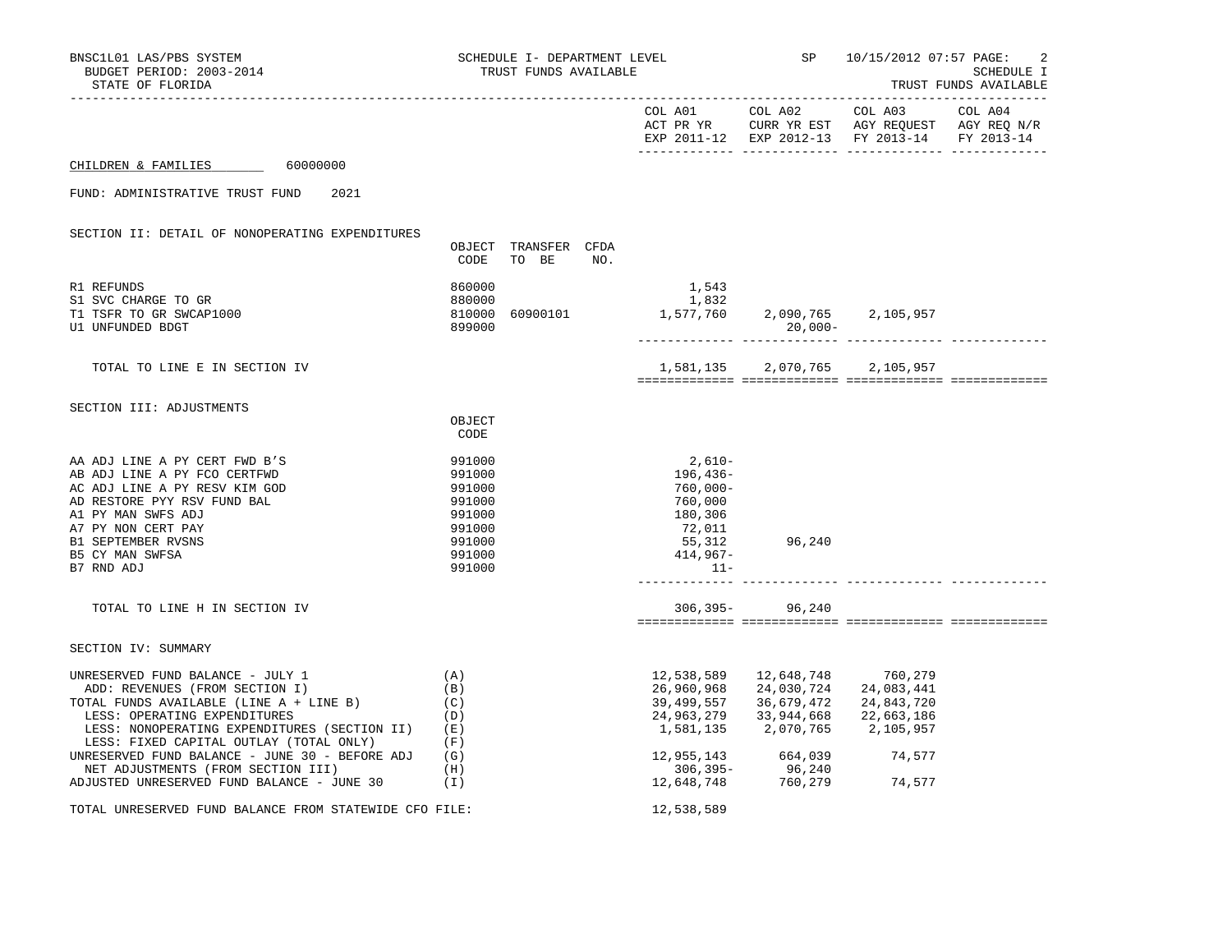BNSC1L01 LAS/PBS SYSTEM — SCHEDULE I- DEPARTMENT LEVEL — TRUST FUNDS AVAILABLE — SP 10/15/2012 07:57

BUDGET PERIOD: 2003-2014

STATE OF FLORIDA

SCHEDULE I — TRUST FUNDS AVAILABLE

**CHILDREN & FAMILIES** 60000000

FUND: ADMINISTRATIVE TRUST FUND 2021

## SECTION II: DETAIL OF NONOPERATING EXPENDITURES

| | OBJECT CODE | TRANSFER TO BE | CFDA NO. | COL A01 ACT PR YR EXP 2011-12 | COL A02 CURR YR EST EXP 2012-13 | COL A03 AGY REQUEST FY 2013-14 | COL A04 AGY REQ N/R FY 2013-14 |
|---|---|---|---|---|---|---|---|
| R1 REFUNDS | 860000 | | | 1,543 | | | |
| S1 SVC CHARGE TO GR | 880000 | | | 1,832 | | | |
| T1 TSFR TO GR SWCAP1000 | 810000 | 60900101 | | 1,577,760 | 2,090,765 | 2,105,957 | |
| U1 UNFUNDED BDGT | 899000 | | | | 20,000- | | |
| TOTAL TO LINE E IN SECTION IV | | | | 1,581,135 | 2,070,765 | 2,105,957 | |

## SECTION III: ADJUSTMENTS

| | OBJECT CODE | COL A01 ACT PR YR EXP 2011-12 | COL A02 CURR YR EST EXP 2012-13 | COL A03 AGY REQUEST FY 2013-14 | COL A04 AGY REQ N/R FY 2013-14 |
|---|---|---|---|---|---|
| AA ADJ LINE A PY CERT FWD B'S | 991000 | 2,610- | | | |
| AB ADJ LINE A PY FCO CERTFWD | 991000 | 196,436- | | | |
| AC ADJ LINE A PY RESV KIM GOD | 991000 | 760,000- | | | |
| AD RESTORE PYY RSV FUND BAL | 991000 | 760,000 | | | |
| A1 PY MAN SWFS ADJ | 991000 | 180,306 | | | |
| A7 PY NON CERT PAY | 991000 | 72,011 | | | |
| B1 SEPTEMBER RVSNS | 991000 | 55,312 | 96,240 | | |
| B5 CY MAN SWFSA | 991000 | 414,967- | | | |
| B7 RND ADJ | 991000 | 11- | | | |
| TOTAL TO LINE H IN SECTION IV | | 306,395- | 96,240 | | |

## SECTION IV: SUMMARY

| | | COL A01 ACT PR YR EXP 2011-12 | COL A02 CURR YR EST EXP 2012-13 | COL A03 AGY REQUEST FY 2013-14 | COL A04 AGY REQ N/R FY 2013-14 |
|---|---|---|---|---|---|
| UNRESERVED FUND BALANCE - JULY 1 | (A) | 12,538,589 | 12,648,748 | 760,279 | |
| ADD: REVENUES (FROM SECTION I) | (B) | 26,960,968 | 24,030,724 | 24,083,441 | |
| TOTAL FUNDS AVAILABLE (LINE A + LINE B) | (C) | 39,499,557 | 36,679,472 | 24,843,720 | |
| LESS: OPERATING EXPENDITURES | (D) | 24,963,279 | 33,944,668 | 22,663,186 | |
| LESS: NONOPERATING EXPENDITURES (SECTION II) | (E) | 1,581,135 | 2,070,765 | 2,105,957 | |
| LESS: FIXED CAPITAL OUTLAY (TOTAL ONLY) | (F) | | | | |
| UNRESERVED FUND BALANCE - JUNE 30 - BEFORE ADJ | (G) | 12,955,143 | 664,039 | 74,577 | |
| NET ADJUSTMENTS (FROM SECTION III) | (H) | 306,395- | 96,240 | | |
| ADJUSTED UNRESERVED FUND BALANCE - JUNE 30 | (I) | 12,648,748 | 760,279 | 74,577 | |
| TOTAL UNRESERVED FUND BALANCE FROM STATEWIDE CFO FILE: | | 12,538,589 | | | |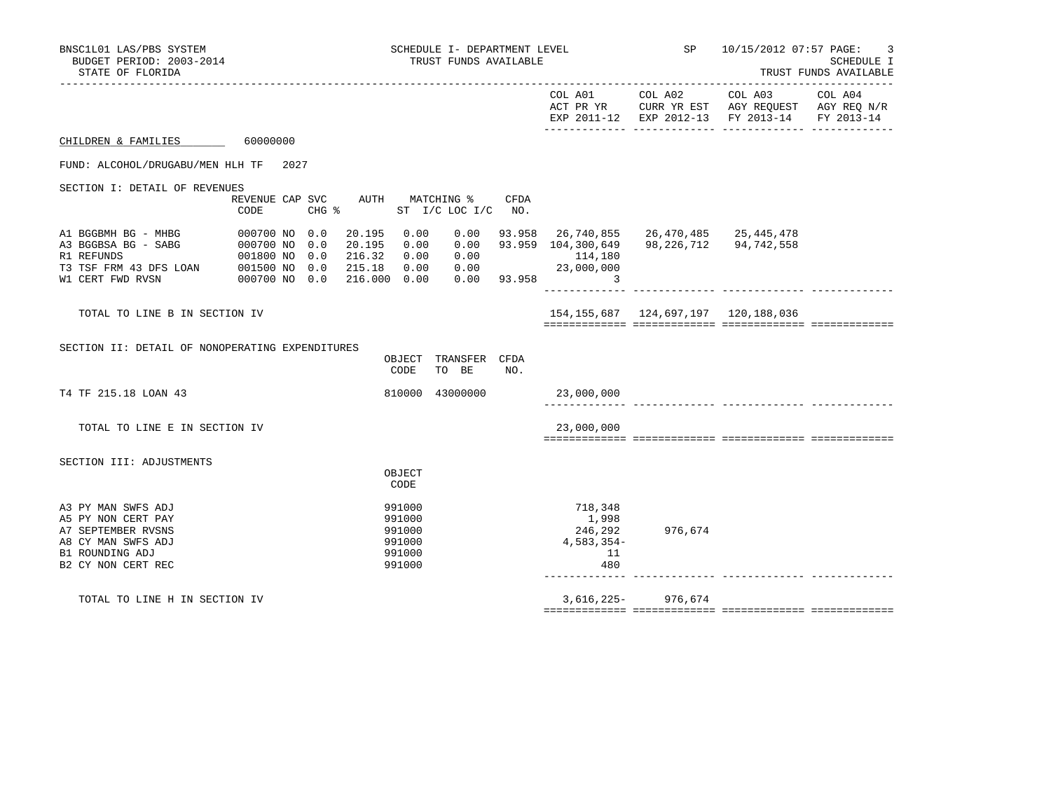BNSC1L01 LAS/PBS SYSTEM — SCHEDULE I- DEPARTMENT LEVEL — SP — 10/15/2012 07:57

BUDGET PERIOD: 2003-2014 — TRUST FUNDS AVAILABLE — SCHEDULE I

STATE OF FLORIDA — TRUST FUNDS AVAILABLE

**CHILDREN & FAMILIES** 60000000

FUND: ALCOHOL/DRUGABU/MEN HLH TF 2027

## SECTION I: DETAIL OF REVENUES

| | REVENUE CODE | CAP | SVC CHG % | AUTH ST | MATCHING % I/C | LOC I/C | CFDA NO. | COL A01 ACT PR YR EXP 2011-12 | COL A02 CURR YR EST EXP 2012-13 | COL A03 AGY REQUEST FY 2013-14 | COL A04 AGY REQ N/R FY 2013-14 |
|---|---|---|---|---|---|---|---|---|---|---|---|
| A1 BGGBMH BG - MHBG | 000700 | NO | 0.0 | 20.195 | 0.00 | 0.00 | 93.958 | 26,740,855 | 26,470,485 | 25,445,478 | |
| A3 BGGBSA BG - SABG | 000700 | NO | 0.0 | 20.195 | 0.00 | 0.00 | 93.959 | 104,300,649 | 98,226,712 | 94,742,558 | |
| R1 REFUNDS | 001800 | NO | 0.0 | 216.32 | 0.00 | 0.00 | | 114,180 | | | |
| T3 TSF FRM 43 DFS LOAN | 001500 | NO | 0.0 | 215.18 | 0.00 | 0.00 | | 23,000,000 | | | |
| W1 CERT FWD RVSN | 000700 | NO | 0.0 | 216.000 | 0.00 | 0.00 | 93.958 | 3 | | | |
| TOTAL TO LINE B IN SECTION IV | | | | | | | | 154,155,687 | 124,697,197 | 120,188,036 | |

## SECTION II: DETAIL OF NONOPERATING EXPENDITURES

| | OBJECT CODE | TRANSFER TO BE | CFDA NO. | COL A01 | COL A02 | COL A03 | COL A04 |
|---|---|---|---|---|---|---|---|
| T4 TF 215.18 LOAN 43 | 810000 | 43000000 | | 23,000,000 | | | |
| TOTAL TO LINE E IN SECTION IV | | | | 23,000,000 | | | |

## SECTION III: ADJUSTMENTS

| | OBJECT CODE | COL A01 | COL A02 | COL A03 | COL A04 |
|---|---|---|---|---|---|
| A3 PY MAN SWFS ADJ | 991000 | 718,348 | | | |
| A5 PY NON CERT PAY | 991000 | 1,998 | | | |
| A7 SEPTEMBER RVSNS | 991000 | 246,292 | 976,674 | | |
| A8 CY MAN SWFS ADJ | 991000 | 4,583,354- | | | |
| B1 ROUNDING ADJ | 991000 | 11 | | | |
| B2 CY NON CERT REC | 991000 | 480 | | | |
| TOTAL TO LINE H IN SECTION IV | | 3,616,225- | 976,674 | | |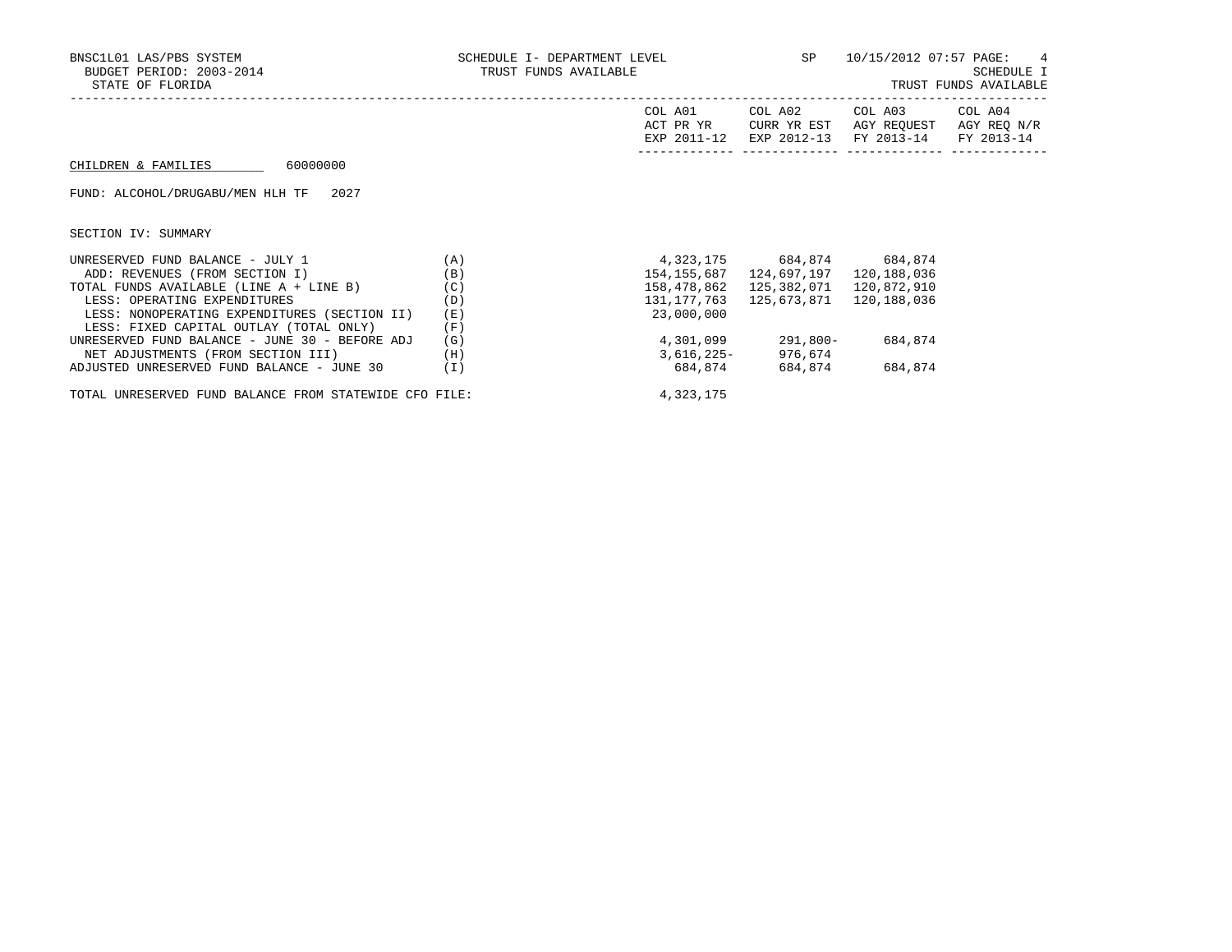BNSC1L01 LAS/PBS SYSTEM — SCHEDULE I- DEPARTMENT LEVEL — SP — 10/15/2012 07:57 PAGE: 4

BUDGET PERIOD: 2003-2014 — TRUST FUNDS AVAILABLE — SCHEDULE I

STATE OF FLORIDA — TRUST FUNDS AVAILABLE

**CHILDREN & FAMILIES** 60000000

FUND: ALCOHOL/DRUGABU/MEN HLH TF 2027

SECTION IV: SUMMARY

| | | COL A01 ACT PR YR EXP 2011-12 | COL A02 CURR YR EST EXP 2012-13 | COL A03 AGY REQUEST FY 2013-14 | COL A04 AGY REQ N/R FY 2013-14 |
|---|---|---|---|---|---|
| UNRESERVED FUND BALANCE - JULY 1 | (A) | 4,323,175 | 684,874 | 684,874 | |
| ADD: REVENUES (FROM SECTION I) | (B) | 154,155,687 | 124,697,197 | 120,188,036 | |
| TOTAL FUNDS AVAILABLE (LINE A + LINE B) | (C) | 158,478,862 | 125,382,071 | 120,872,910 | |
| LESS: OPERATING EXPENDITURES | (D) | 131,177,763 | 125,673,871 | 120,188,036 | |
| LESS: NONOPERATING EXPENDITURES (SECTION II) | (E) | 23,000,000 | | | |
| LESS: FIXED CAPITAL OUTLAY (TOTAL ONLY) | (F) | | | | |
| UNRESERVED FUND BALANCE - JUNE 30 - BEFORE ADJ | (G) | 4,301,099 | 291,800- | 684,874 | |
| NET ADJUSTMENTS (FROM SECTION III) | (H) | 3,616,225- | 976,674 | | |
| ADJUSTED UNRESERVED FUND BALANCE - JUNE 30 | (I) | 684,874 | 684,874 | 684,874 | |
| TOTAL UNRESERVED FUND BALANCE FROM STATEWIDE CFO FILE: | | 4,323,175 | | | |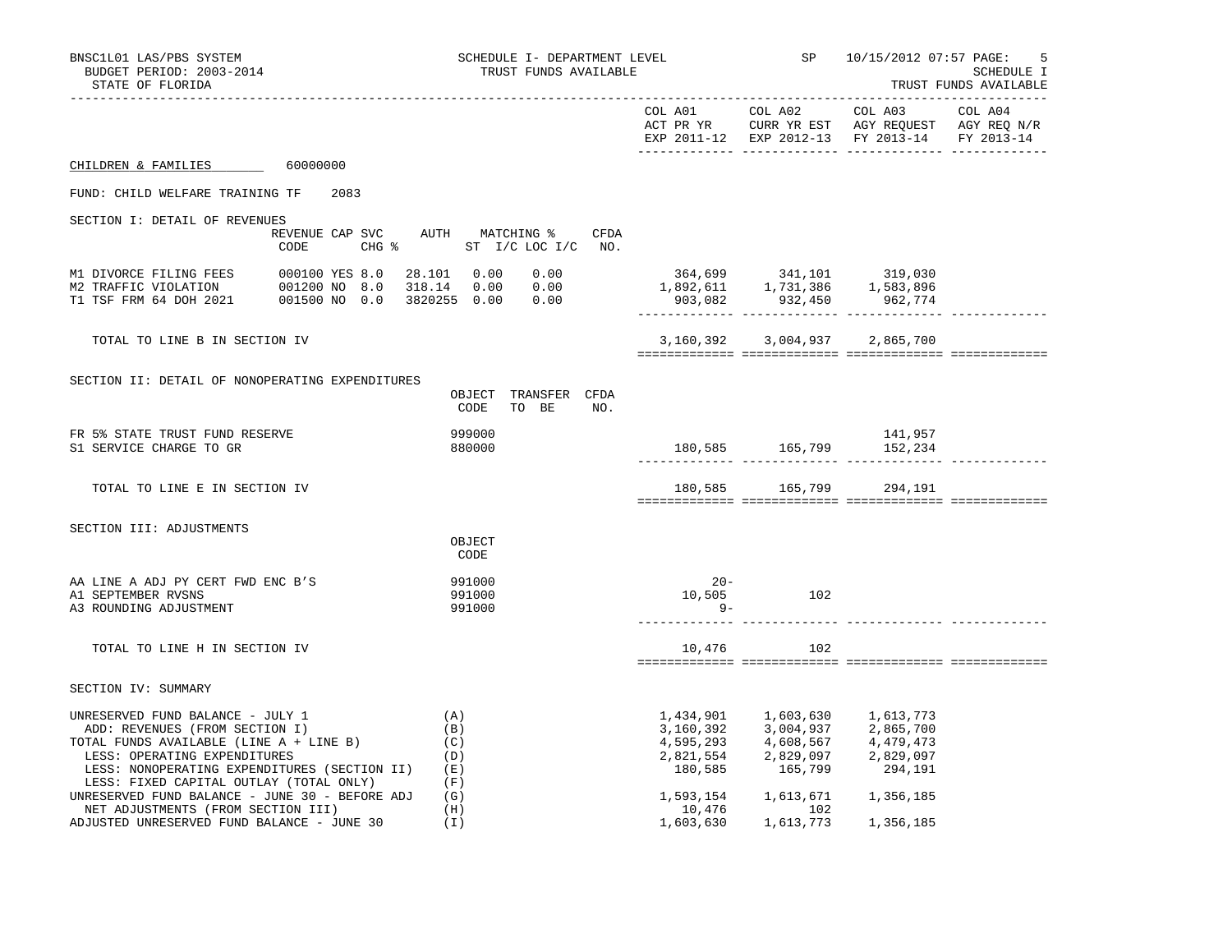BNSC1L01 LAS/PBS SYSTEM — SCHEDULE I- DEPARTMENT LEVEL — SP 10/15/2012 07:57

BUDGET PERIOD: 2003-2014 — TRUST FUNDS AVAILABLE — SCHEDULE I

STATE OF FLORIDA — TRUST FUNDS AVAILABLE

## CHILDREN & FAMILIES 60000000

FUND: CHILD WELFARE TRAINING TF 2083

### SECTION I: DETAIL OF REVENUES

| | REVENUE CODE | CAP SVC CHG % | | AUTH | MATCHING % ST I/C | LOC I/C | CFDA NO. | COL A01 ACT PR YR EXP 2011-12 | COL A02 CURR YR EST EXP 2012-13 | COL A03 AGY REQUEST FY 2013-14 | COL A04 AGY REQ N/R FY 2013-14 |
|---|---|---|---|---|---|---|---|---|---|---|---|
| M1 DIVORCE FILING FEES | 000100 | YES | 8.0 | 28.101 | 0.00 | 0.00 | | 364,699 | 341,101 | 319,030 | |
| M2 TRAFFIC VIOLATION | 001200 | NO | 8.0 | 318.14 | 0.00 | 0.00 | | 1,892,611 | 1,731,386 | 1,583,896 | |
| T1 TSF FRM 64 DOH 2021 | 001500 | NO | 0.0 | 3820255 | 0.00 | 0.00 | | 903,082 | 932,450 | 962,774 | |
| TOTAL TO LINE B IN SECTION IV | | | | | | | | 3,160,392 | 3,004,937 | 2,865,700 | |

### SECTION II: DETAIL OF NONOPERATING EXPENDITURES

| | OBJECT CODE | TRANSFER TO BE | CFDA NO. | COL A01 | COL A02 | COL A03 | COL A04 |
|---|---|---|---|---|---|---|---|
| FR 5% STATE TRUST FUND RESERVE | 999000 | | | | | 141,957 | |
| S1 SERVICE CHARGE TO GR | 880000 | | | 180,585 | 165,799 | 152,234 | |
| TOTAL TO LINE E IN SECTION IV | | | | 180,585 | 165,799 | 294,191 | |

### SECTION III: ADJUSTMENTS

| | OBJECT CODE | COL A01 | COL A02 | COL A03 | COL A04 |
|---|---|---|---|---|---|
| AA LINE A ADJ PY CERT FWD ENC B'S | 991000 | 20- | | | |
| A1 SEPTEMBER RVSNS | 991000 | 10,505 | 102 | | |
| A3 ROUNDING ADJUSTMENT | 991000 | 9- | | | |
| TOTAL TO LINE H IN SECTION IV | | 10,476 | 102 | | |

### SECTION IV: SUMMARY

| | | COL A01 | COL A02 | COL A03 | COL A04 |
|---|---|---|---|---|---|
| UNRESERVED FUND BALANCE - JULY 1 | (A) | 1,434,901 | 1,603,630 | 1,613,773 | |
| ADD: REVENUES (FROM SECTION I) | (B) | 3,160,392 | 3,004,937 | 2,865,700 | |
| TOTAL FUNDS AVAILABLE (LINE A + LINE B) | (C) | 4,595,293 | 4,608,567 | 4,479,473 | |
| LESS: OPERATING EXPENDITURES | (D) | 2,821,554 | 2,829,097 | 2,829,097 | |
| LESS: NONOPERATING EXPENDITURES (SECTION II) | (E) | 180,585 | 165,799 | 294,191 | |
| LESS: FIXED CAPITAL OUTLAY (TOTAL ONLY) | (F) | | | | |
| UNRESERVED FUND BALANCE - JUNE 30 - BEFORE ADJ | (G) | 1,593,154 | 1,613,671 | 1,356,185 | |
| NET ADJUSTMENTS (FROM SECTION III) | (H) | 10,476 | 102 | | |
| ADJUSTED UNRESERVED FUND BALANCE - JUNE 30 | (I) | 1,603,630 | 1,613,773 | 1,356,185 | |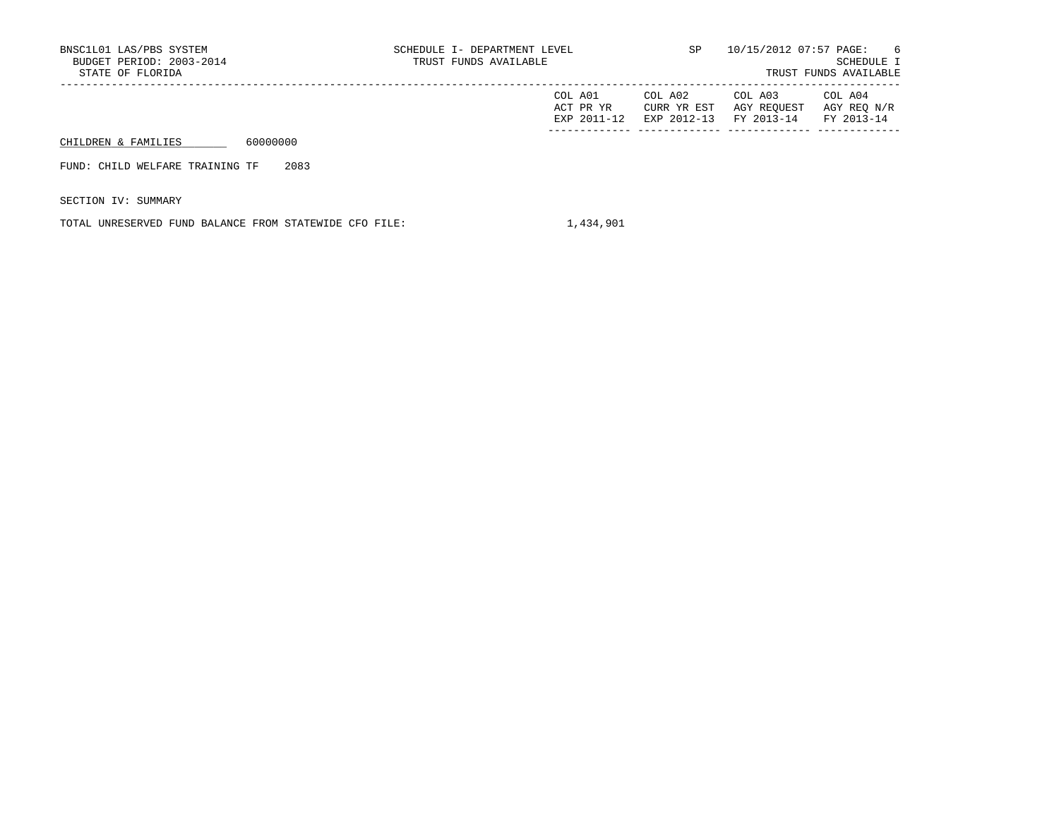BNSC1L01 LAS/PBS SYSTEM  
BUDGET PERIOD: 2003-2014  
STATE OF FLORIDA

SCHEDULE I- DEPARTMENT LEVEL  
TRUST FUNDS AVAILABLE

SP 10/15/2012 07:57  
SCHEDULE I  
TRUST FUNDS AVAILABLE

| | COL A01 ACT PR YR EXP 2011-12 | COL A02 CURR YR EST EXP 2012-13 | COL A03 AGY REQUEST FY 2013-14 | COL A04 AGY REQ N/R FY 2013-14 |
|---|---|---|---|---|
| CHILDREN & FAMILIES 60000000 | | | | |
| FUND: CHILD WELFARE TRAINING TF 2083 | | | | |
| SECTION IV: SUMMARY | | | | |
| TOTAL UNRESERVED FUND BALANCE FROM STATEWIDE CFO FILE: | 1,434,901 | | | |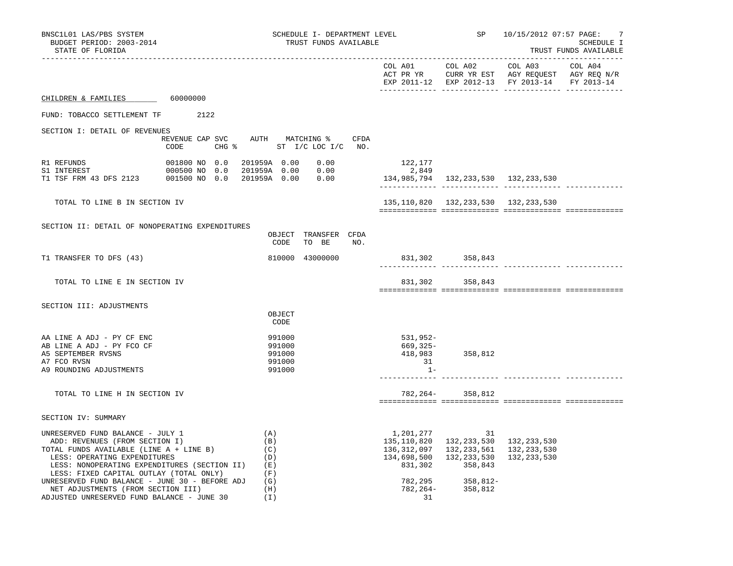BNSC1L01 LAS/PBS SYSTEM — SCHEDULE I- DEPARTMENT LEVEL — TRUST FUNDS AVAILABLE — SP 10/15/2012 07:57

BUDGET PERIOD: 2003-2014

STATE OF FLORIDA

SCHEDULE I — TRUST FUNDS AVAILABLE

**CHILDREN & FAMILIES** 60000000

FUND: TOBACCO SETTLEMENT TF 2122

## SECTION I: DETAIL OF REVENUES

| | REVENUE CODE | CAP | SVC CHG % | AUTH | MATCHING % ST I/C | LOC I/C | CFDA NO. | COL A01 ACT PR YR EXP 2011-12 | COL A02 CURR YR EST EXP 2012-13 | COL A03 AGY REQUEST FY 2013-14 | COL A04 AGY REQ N/R FY 2013-14 |
|---|---|---|---|---|---|---|---|---|---|---|---|
| R1 REFUNDS | 001800 | NO | 0.0 | 201959A | 0.00 | 0.00 | | 122,177 | | | |
| S1 INTEREST | 000500 | NO | 0.0 | 201959A | 0.00 | 0.00 | | 2,849 | | | |
| T1 TSF FRM 43 DFS 2123 | 001500 | NO | 0.0 | 201959A | 0.00 | 0.00 | | 134,985,794 | 132,233,530 | 132,233,530 | |
| TOTAL TO LINE B IN SECTION IV | | | | | | | | 135,110,820 | 132,233,530 | 132,233,530 | |

## SECTION II: DETAIL OF NONOPERATING EXPENDITURES

| | OBJECT CODE | TRANSFER TO BE | CFDA NO. | COL A01 | COL A02 | COL A03 | COL A04 |
|---|---|---|---|---|---|---|---|
| T1 TRANSFER TO DFS (43) | 810000 | 43000000 | | 831,302 | 358,843 | | |
| TOTAL TO LINE E IN SECTION IV | | | | 831,302 | 358,843 | | |

## SECTION III: ADJUSTMENTS

| | OBJECT CODE | COL A01 | COL A02 | COL A03 | COL A04 |
|---|---|---|---|---|---|
| AA LINE A ADJ - PY CF ENC | 991000 | 531,952- | | | |
| AB LINE A ADJ - PY FCO CF | 991000 | 669,325- | | | |
| A5 SEPTEMBER RVSNS | 991000 | 418,983 | 358,812 | | |
| A7 FCO RVSN | 991000 | 31 | | | |
| A9 ROUNDING ADJUSTMENTS | 991000 | 1- | | | |
| TOTAL TO LINE H IN SECTION IV | | 782,264- | 358,812 | | |

## SECTION IV: SUMMARY

| | | COL A01 | COL A02 | COL A03 | COL A04 |
|---|---|---|---|---|---|
| UNRESERVED FUND BALANCE - JULY 1 | (A) | 1,201,277 | 31 | | |
| ADD: REVENUES (FROM SECTION I) | (B) | 135,110,820 | 132,233,530 | 132,233,530 | |
| TOTAL FUNDS AVAILABLE (LINE A + LINE B) | (C) | 136,312,097 | 132,233,561 | 132,233,530 | |
| LESS: OPERATING EXPENDITURES | (D) | 134,698,500 | 132,233,530 | 132,233,530 | |
| LESS: NONOPERATING EXPENDITURES (SECTION II) | (E) | 831,302 | 358,843 | | |
| LESS: FIXED CAPITAL OUTLAY (TOTAL ONLY) | (F) | | | | |
| UNRESERVED FUND BALANCE - JUNE 30 - BEFORE ADJ | (G) | 782,295 | 358,812- | | |
| NET ADJUSTMENTS (FROM SECTION III) | (H) | 782,264- | 358,812 | | |
| ADJUSTED UNRESERVED FUND BALANCE - JUNE 30 | (I) | 31 | | | |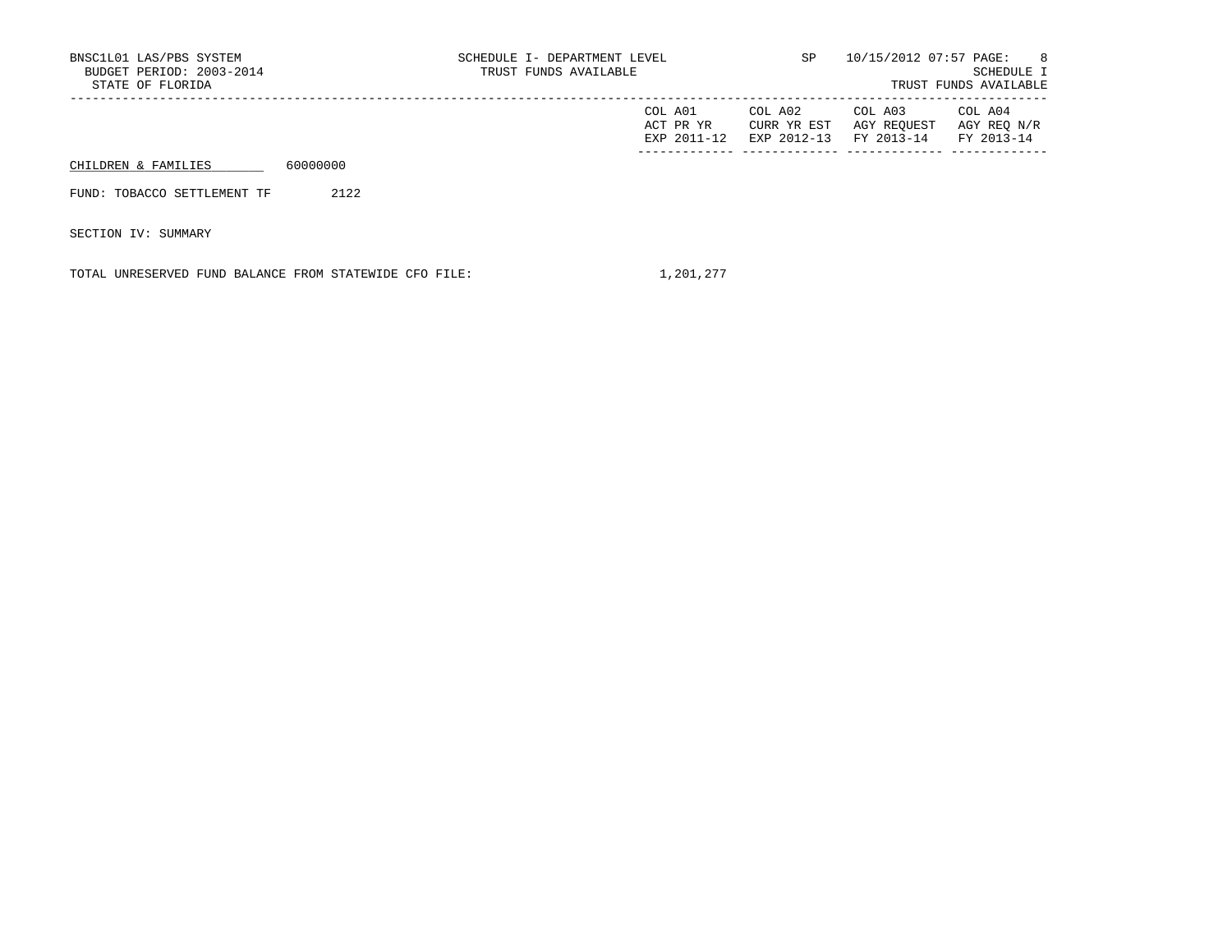BNSC1L01 LAS/PBS SYSTEM
BUDGET PERIOD: 2003-2014
STATE OF FLORIDA

SCHEDULE I- DEPARTMENT LEVEL
TRUST FUNDS AVAILABLE

SP 10/15/2012 07:57

SCHEDULE I
TRUST FUNDS AVAILABLE

| | COL A01 ACT PR YR EXP 2011-12 | COL A02 CURR YR EST EXP 2012-13 | COL A03 AGY REQUEST FY 2013-14 | COL A04 AGY REQ N/R FY 2013-14 |
|---|---|---|---|---|
| CHILDREN & FAMILIES 60000000 | | | | |
| FUND: TOBACCO SETTLEMENT TF 2122 | | | | |
| SECTION IV: SUMMARY | | | | |
| TOTAL UNRESERVED FUND BALANCE FROM STATEWIDE CFO FILE: | 1,201,277 | | | |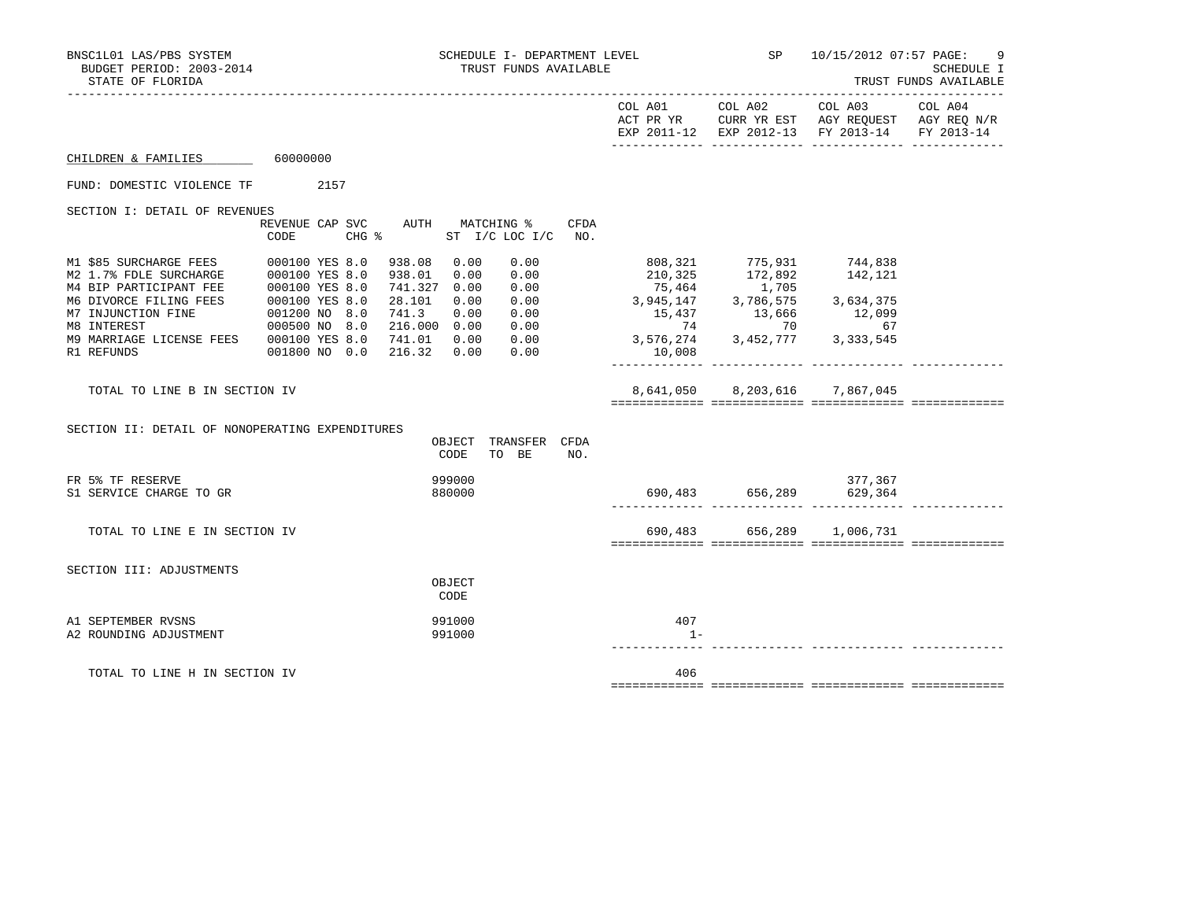BNSC1L01 LAS/PBS SYSTEM — SCHEDULE I- DEPARTMENT LEVEL — TRUST FUNDS AVAILABLE — SP 10/15/2012 07:57
BUDGET PERIOD: 2003-2014
STATE OF FLORIDA — SCHEDULE I — TRUST FUNDS AVAILABLE

**CHILDREN & FAMILIES** 60000000

FUND: DOMESTIC VIOLENCE TF 2157

## SECTION I: DETAIL OF REVENUES

| | REVENUE CODE | CAP | SVC CHG % | AUTH | MATCHING % ST I/C | LOC I/C | CFDA NO. | COL A01 ACT PR YR EXP 2011-12 | COL A02 CURR YR EST EXP 2012-13 | COL A03 AGY REQUEST FY 2013-14 | COL A04 AGY REQ N/R FY 2013-14 |
|---|---|---|---|---|---|---|---|---|---|---|---|
| M1 $85 SURCHARGE FEES | 000100 | YES | 8.0 | 938.08 | 0.00 | 0.00 | | 808,321 | 775,931 | 744,838 | |
| M2 1.7% FDLE SURCHARGE | 000100 | YES | 8.0 | 938.01 | 0.00 | 0.00 | | 210,325 | 172,892 | 142,121 | |
| M4 BIP PARTICIPANT FEE | 000100 | YES | 8.0 | 741.327 | 0.00 | 0.00 | | 75,464 | 1,705 | | |
| M6 DIVORCE FILING FEES | 000100 | YES | 8.0 | 28.101 | 0.00 | 0.00 | | 3,945,147 | 3,786,575 | 3,634,375 | |
| M7 INJUNCTION FINE | 001200 | NO | 8.0 | 741.3 | 0.00 | 0.00 | | 15,437 | 13,666 | 12,099 | |
| M8 INTEREST | 000500 | NO | 8.0 | 216.000 | 0.00 | 0.00 | | 74 | 70 | 67 | |
| M9 MARRIAGE LICENSE FEES | 000100 | YES | 8.0 | 741.01 | 0.00 | 0.00 | | 3,576,274 | 3,452,777 | 3,333,545 | |
| R1 REFUNDS | 001800 | NO | 0.0 | 216.32 | 0.00 | 0.00 | | 10,008 | | | |
| TOTAL TO LINE B IN SECTION IV | | | | | | | | 8,641,050 | 8,203,616 | 7,867,045 | |

## SECTION II: DETAIL OF NONOPERATING EXPENDITURES

| | OBJECT CODE | TRANSFER TO BE | CFDA NO. | COL A01 | COL A02 | COL A03 | COL A04 |
|---|---|---|---|---|---|---|---|
| FR 5% TF RESERVE | 999000 | | | | | 377,367 | |
| S1 SERVICE CHARGE TO GR | 880000 | | | 690,483 | 656,289 | 629,364 | |
| TOTAL TO LINE E IN SECTION IV | | | | 690,483 | 656,289 | 1,006,731 | |

## SECTION III: ADJUSTMENTS

| | OBJECT CODE | COL A01 | COL A02 | COL A03 | COL A04 |
|---|---|---|---|---|---|
| A1 SEPTEMBER RVSNS | 991000 | 407 | | | |
| A2 ROUNDING ADJUSTMENT | 991000 | 1- | | | |
| TOTAL TO LINE H IN SECTION IV | | 406 | | | |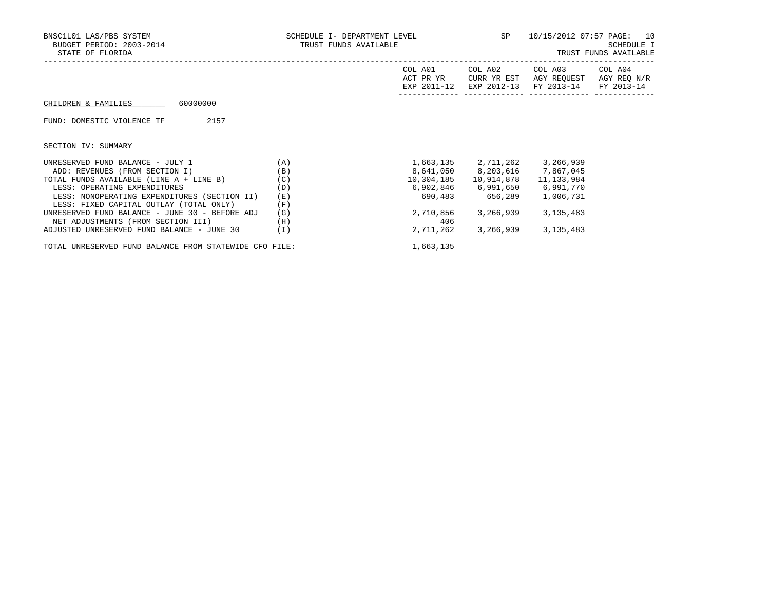BNSC1L01 LAS/PBS SYSTEM — SCHEDULE I- DEPARTMENT LEVEL — TRUST FUNDS AVAILABLE — SP 10/15/2012 07:57 PAGE: 10

BUDGET PERIOD: 2003-2014 — SCHEDULE I

STATE OF FLORIDA — TRUST FUNDS AVAILABLE

CHILDREN & FAMILIES 60000000

FUND: DOMESTIC VIOLENCE TF 2157

SECTION IV: SUMMARY

| | | COL A01 ACT PR YR EXP 2011-12 | COL A02 CURR YR EST EXP 2012-13 | COL A03 AGY REQUEST FY 2013-14 | COL A04 AGY REQ N/R FY 2013-14 |
|---|---|---|---|---|---|
| UNRESERVED FUND BALANCE - JULY 1 | (A) | 1,663,135 | 2,711,262 | 3,266,939 | |
| ADD: REVENUES (FROM SECTION I) | (B) | 8,641,050 | 8,203,616 | 7,867,045 | |
| TOTAL FUNDS AVAILABLE (LINE A + LINE B) | (C) | 10,304,185 | 10,914,878 | 11,133,984 | |
| LESS: OPERATING EXPENDITURES | (D) | 6,902,846 | 6,991,650 | 6,991,770 | |
| LESS: NONOPERATING EXPENDITURES (SECTION II) | (E) | 690,483 | 656,289 | 1,006,731 | |
| LESS: FIXED CAPITAL OUTLAY (TOTAL ONLY) | (F) | | | | |
| UNRESERVED FUND BALANCE - JUNE 30 - BEFORE ADJ | (G) | 2,710,856 | 3,266,939 | 3,135,483 | |
| NET ADJUSTMENTS (FROM SECTION III) | (H) | 406 | | | |
| ADJUSTED UNRESERVED FUND BALANCE - JUNE 30 | (I) | 2,711,262 | 3,266,939 | 3,135,483 | |

TOTAL UNRESERVED FUND BALANCE FROM STATEWIDE CFO FILE: 1,663,135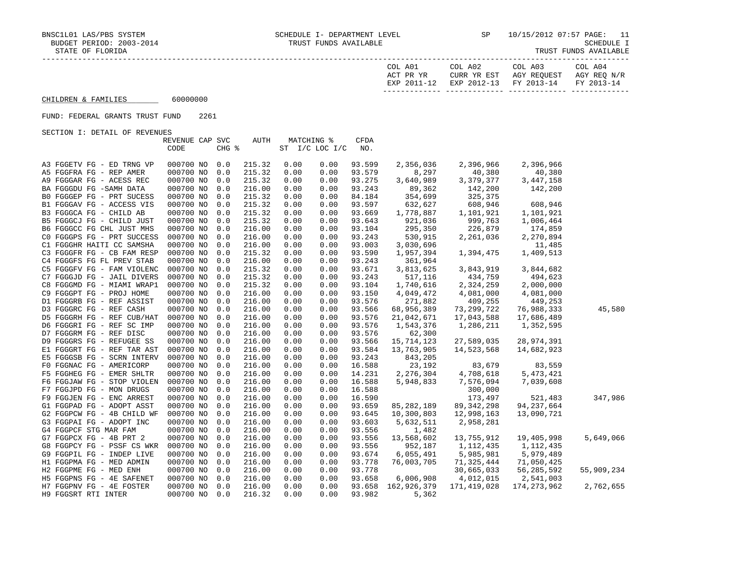BNSC1L01 LAS/PBS SYSTEM — SCHEDULE I- DEPARTMENT LEVEL — TRUST FUNDS AVAILABLE — SP 10/15/2012 07:57

BUDGET PERIOD: 2003-2014 — SCHEDULE I

STATE OF FLORIDA — TRUST FUNDS AVAILABLE

CHILDREN & FAMILIES 60000000

FUND: FEDERAL GRANTS TRUST FUND 2261

SECTION I: DETAIL OF REVENUES

| | REVENUE CODE | CAP | SVC CHG % | AUTH | MATCHING % ST | I/C LOC I/C | CFDA NO. | COL A01 ACT PR YR EXP 2011-12 | COL A02 CURR YR EST EXP 2012-13 | COL A03 AGY REQUEST FY 2013-14 | COL A04 AGY REQ N/R FY 2013-14 |
|---|---|---|---|---|---|---|---|---|---|---|---|
| A3 FGGETV FG - ED TRNG VP | 000700 | NO | 0.0 | 215.32 | 0.00 | 0.00 | 93.599 | 2,356,036 | 2,396,966 | 2,396,966 | |
| A5 FGGFRA FG - REP AMER | 000700 | NO | 0.0 | 215.32 | 0.00 | 0.00 | 93.579 | 8,297 | 40,380 | 40,380 | |
| A9 FGGGAR FG - ACESS REC | 000700 | NO | 0.0 | 215.32 | 0.00 | 0.00 | 93.275 | 3,640,989 | 3,379,377 | 3,447,158 | |
| BA FGGGDU FG -SAMH DATA | 000700 | NO | 0.0 | 216.00 | 0.00 | 0.00 | 93.243 | 89,362 | 142,200 | 142,200 | |
| B0 FGGGEP FG - PRT SUCESS | 000700 | NO | 0.0 | 215.32 | 0.00 | 0.00 | 84.184 | 354,699 | 325,375 | | |
| B1 FGGGAV FG - ACCESS VIS | 000700 | NO | 0.0 | 215.32 | 0.00 | 0.00 | 93.597 | 632,627 | 608,946 | 608,946 | |
| B3 FGGGCA FG - CHILD AB | 000700 | NO | 0.0 | 215.32 | 0.00 | 0.00 | 93.669 | 1,778,887 | 1,101,921 | 1,101,921 | |
| B5 FGGGCJ FG - CHILD JUST | 000700 | NO | 0.0 | 215.32 | 0.00 | 0.00 | 93.643 | 921,036 | 999,763 | 1,006,464 | |
| B6 FGGGCC FG CHL JUST MHS | 000700 | NO | 0.0 | 216.00 | 0.00 | 0.00 | 93.104 | 295,350 | 226,879 | 174,859 | |
| C0 FGGGPS FG - PRT SUCCESS | 000700 | NO | 0.0 | 216.00 | 0.00 | 0.00 | 93.243 | 530,915 | 2,261,036 | 2,270,894 | |
| C1 FGGGHR HAITI CC SAMSHA | 000700 | NO | 0.0 | 216.00 | 0.00 | 0.00 | 93.003 | 3,030,696 | | 11,485 | |
| C3 FGGGFR FG - CB FAM RESP | 000700 | NO | 0.0 | 215.32 | 0.00 | 0.00 | 93.590 | 1,957,394 | 1,394,475 | 1,409,513 | |
| C4 FGGGFS FG FL PREV STAB | 000700 | NO | 0.0 | 216.00 | 0.00 | 0.00 | 93.243 | 361,964 | | | |
| C5 FGGGFV FG - FAM VIOLENC | 000700 | NO | 0.0 | 215.32 | 0.00 | 0.00 | 93.671 | 3,813,625 | 3,843,919 | 3,844,682 | |
| C7 FGGGJD FG - JAIL DIVERS | 000700 | NO | 0.0 | 215.32 | 0.00 | 0.00 | 93.243 | 517,116 | 434,759 | 494,623 | |
| C8 FGGGMD FG - MIAMI WRAP1 | 000700 | NO | 0.0 | 215.32 | 0.00 | 0.00 | 93.104 | 1,740,616 | 2,324,259 | 2,000,000 | |
| C9 FGGGPT FG - PROJ HOME | 000700 | NO | 0.0 | 216.00 | 0.00 | 0.00 | 93.150 | 4,049,472 | 4,081,000 | 4,081,000 | |
| D1 FGGGRB FG - REF ASSIST | 000700 | NO | 0.0 | 216.00 | 0.00 | 0.00 | 93.576 | 271,882 | 409,255 | 449,253 | |
| D3 FGGGRC FG - REF CASH | 000700 | NO | 0.0 | 216.00 | 0.00 | 0.00 | 93.566 | 68,956,389 | 73,299,722 | 76,988,333 | 45,580 |
| D5 FGGGRH FG - REF CUB/HAT | 000700 | NO | 0.0 | 216.00 | 0.00 | 0.00 | 93.576 | 21,042,671 | 17,043,588 | 17,686,489 | |
| D6 FGGGRI FG - REF SC IMP | 000700 | NO | 0.0 | 216.00 | 0.00 | 0.00 | 93.576 | 1,543,376 | 1,286,211 | 1,352,595 | |
| D7 FGGGRM FG - REF DISC | 000700 | NO | 0.0 | 216.00 | 0.00 | 0.00 | 93.576 | 62,300 | | | |
| D9 FGGGRS FG - REFUGEE SS | 000700 | NO | 0.0 | 216.00 | 0.00 | 0.00 | 93.566 | 15,714,123 | 27,589,035 | 28,974,391 | |
| E1 FGGGRT FG - REF TAR AST | 000700 | NO | 0.0 | 216.00 | 0.00 | 0.00 | 93.584 | 13,763,905 | 14,523,568 | 14,682,923 | |
| E5 FGGGSB FG - SCRN INTERV | 000700 | NO | 0.0 | 216.00 | 0.00 | 0.00 | 93.243 | 843,205 | | | |
| F0 FGGNAC FG - AMERICORP | 000700 | NO | 0.0 | 216.00 | 0.00 | 0.00 | 16.588 | 23,192 | 83,679 | 83,559 | |
| F5 FGGHEG FG - EMER SHLTR | 000700 | NO | 0.0 | 216.00 | 0.00 | 0.00 | 14.231 | 2,276,304 | 4,708,618 | 5,473,421 | |
| F6 FGGJAW FG - STOP VIOLEN | 000700 | NO | 0.0 | 216.00 | 0.00 | 0.00 | 16.588 | 5,948,833 | 7,576,094 | 7,039,608 | |
| F7 FGGJPD FG - MON DRUGS | 000700 | NO | 0.0 | 216.00 | 0.00 | 0.00 | 16.588 | | 300,000 | | |
| F9 FGGJEN FG - ENC ARREST | 000700 | NO | 0.0 | 216.00 | 0.00 | 0.00 | 16.590 | | 173,497 | 521,483 | 347,986 |
| G1 FGGPAD FG - ADOPT ASST | 000700 | NO | 0.0 | 216.00 | 0.00 | 0.00 | 93.659 | 85,282,189 | 89,342,298 | 94,237,664 | |
| G2 FGGPCW FG - 4B CHILD WF | 000700 | NO | 0.0 | 216.00 | 0.00 | 0.00 | 93.645 | 10,300,803 | 12,998,163 | 13,090,721 | |
| G3 FGGPAI FG - ADOPT INC | 000700 | NO | 0.0 | 216.00 | 0.00 | 0.00 | 93.603 | 5,632,511 | 2,958,281 | | |
| G4 FGGPCF STG MAR FAM | 000700 | NO | 0.0 | 216.00 | 0.00 | 0.00 | 93.556 | 1,482 | | | |
| G7 FGGPCX FG - 4B PRT 2 | 000700 | NO | 0.0 | 216.00 | 0.00 | 0.00 | 93.556 | 13,568,602 | 13,755,912 | 19,405,998 | 5,649,066 |
| G8 FGGPCY FG - PSSF CS WKR | 000700 | NO | 0.0 | 216.00 | 0.00 | 0.00 | 93.556 | 952,187 | 1,112,435 | 1,112,435 | |
| G9 FGGPIL FG - INDEP LIVE | 000700 | NO | 0.0 | 216.00 | 0.00 | 0.00 | 93.674 | 6,055,491 | 5,985,981 | 5,979,489 | |
| H1 FGGPMA FG - MED ADMIN | 000700 | NO | 0.0 | 216.00 | 0.00 | 0.00 | 93.778 | 76,003,705 | 71,325,444 | 71,050,425 | |
| H2 FGGPME FG - MED ENH | 000700 | NO | 0.0 | 216.00 | 0.00 | 0.00 | 93.778 | | 30,665,033 | 56,285,592 | 55,909,234 |
| H5 FGGPNS FG - 4E SAFENET | 000700 | NO | 0.0 | 216.00 | 0.00 | 0.00 | 93.658 | 6,006,908 | 4,012,015 | 2,541,003 | |
| H7 FGGPNV FG - 4E FOSTER | 000700 | NO | 0.0 | 216.00 | 0.00 | 0.00 | 93.658 | 162,926,379 | 171,419,028 | 174,273,962 | 2,762,655 |
| H9 FGGSRT RTI INTER | 000700 | NO | 0.0 | 216.32 | 0.00 | 0.00 | 93.982 | 5,362 | | | |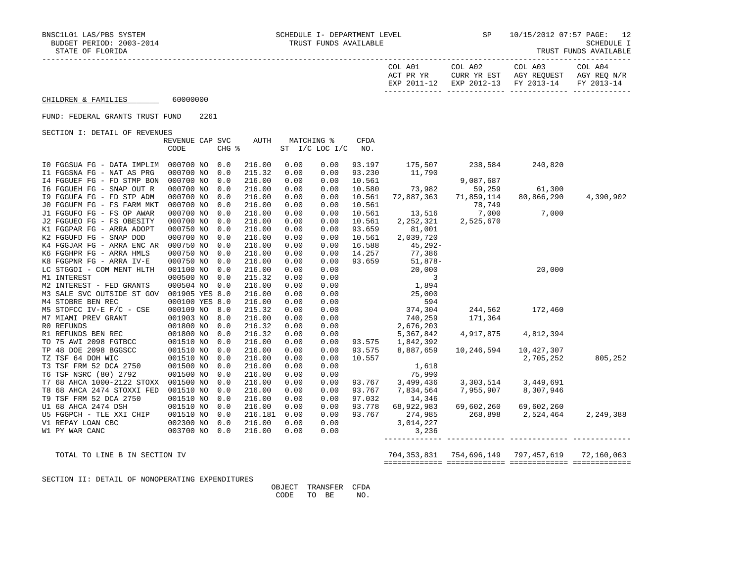BNSC1L01 LAS/PBS SYSTEM — SCHEDULE I- DEPARTMENT LEVEL — TRUST FUNDS AVAILABLE — SP 10/15/2012 07:57

BUDGET PERIOD: 2003-2014 — SCHEDULE I

STATE OF FLORIDA — TRUST FUNDS AVAILABLE

## CHILDREN & FAMILIES 60000000

FUND: FEDERAL GRANTS TRUST FUND 2261

### SECTION I: DETAIL OF REVENUES

| | REVENUE CODE | CAP | SVC CHG % | AUTH | MATCHING % ST I/C | LOC I/C | CFDA NO. | COL A01 ACT PR YR EXP 2011-12 | COL A02 CURR YR EST EXP 2012-13 | COL A03 AGY REQUEST FY 2013-14 | COL A04 AGY REQ N/R FY 2013-14 |
|---|---|---|---|---|---|---|---|---|---|---|---|
| I0 FGGSUA FG - DATA IMPLIM | 000700 | NO | 0.0 | 216.00 | 0.00 | 0.00 | 93.197 | 175,507 | 238,584 | 240,820 | |
| I1 FGGSNA FG - NAT AS PRG | 000700 | NO | 0.0 | 215.32 | 0.00 | 0.00 | 93.230 | 11,790 | | | |
| I4 FGGUEF FG - FD STMP BON | 000700 | NO | 0.0 | 216.00 | 0.00 | 0.00 | 10.561 | | 9,087,687 | | |
| I6 FGGUEH FG - SNAP OUT R | 000700 | NO | 0.0 | 216.00 | 0.00 | 0.00 | 10.580 | 73,982 | 59,259 | 61,300 | |
| I9 FGGUFA FG - FD STP ADM | 000700 | NO | 0.0 | 216.00 | 0.00 | 0.00 | 10.561 | 72,887,363 | 71,859,114 | 80,866,290 | 4,390,902 |
| J0 FGGUFM FG - FS FARM MKT | 000700 | NO | 0.0 | 216.00 | 0.00 | 0.00 | 10.561 | | 78,749 | | |
| J1 FGGUFO FG - FS OP AWAR | 000700 | NO | 0.0 | 216.00 | 0.00 | 0.00 | 10.561 | 13,516 | 7,000 | 7,000 | |
| J2 FGGUEO FG - FS OBESITY | 000700 | NO | 0.0 | 216.00 | 0.00 | 0.00 | 10.561 | 2,252,321 | 2,525,670 | | |
| K1 FGGPAR FG - ARRA ADOPT | 000750 | NO | 0.0 | 216.00 | 0.00 | 0.00 | 93.659 | 81,001 | | | |
| K2 FGGUFD FG - SNAP DOD | 000700 | NO | 0.0 | 216.00 | 0.00 | 0.00 | 10.561 | 2,039,720 | | | |
| K4 FGGJAR FG - ARRA ENC AR | 000750 | NO | 0.0 | 216.00 | 0.00 | 0.00 | 16.588 | 45,292- | | | |
| K6 FGGHPR FG - ARRA HMLS | 000750 | NO | 0.0 | 216.00 | 0.00 | 0.00 | 14.257 | 77,386 | | | |
| K8 FGGPNR FG - ARRA IV-E | 000750 | NO | 0.0 | 216.00 | 0.00 | 0.00 | 93.659 | 51,878- | | | |
| LC STGGOI - COM MENT HLTH | 001100 | NO | 0.0 | 216.00 | 0.00 | 0.00 | | 20,000 | | 20,000 | |
| M1 INTEREST | 000500 | NO | 0.0 | 215.32 | 0.00 | 0.00 | | 3 | | | |
| M2 INTEREST - FED GRANTS | 000504 | NO | 0.0 | 216.00 | 0.00 | 0.00 | | 1,894 | | | |
| M3 SALE SVC OUTSIDE ST GOV | 001905 | YES | 8.0 | 216.00 | 0.00 | 0.00 | | 25,000 | | | |
| M4 STOBRE BEN REC | 000100 | YES | 8.0 | 216.00 | 0.00 | 0.00 | | 594 | | | |
| M5 STOFCC IV-E F/C - CSE | 000109 | NO | 8.0 | 215.32 | 0.00 | 0.00 | | 374,304 | 244,562 | 172,460 | |
| M7 MIAMI PREV GRANT | 001903 | NO | 8.0 | 216.00 | 0.00 | 0.00 | | 740,259 | 171,364 | | |
| R0 REFUNDS | 001800 | NO | 0.0 | 216.32 | 0.00 | 0.00 | | 2,676,203 | | | |
| R1 REFUNDS BEN REC | 001800 | NO | 0.0 | 216.32 | 0.00 | 0.00 | | 5,367,842 | 4,917,875 | 4,812,394 | |
| TO 75 AWI 2098 FGTBCC | 001510 | NO | 0.0 | 216.00 | 0.00 | 0.00 | 93.575 | 1,842,392 | | | |
| TP 48 DOE 2098 BGGSCC | 001510 | NO | 0.0 | 216.00 | 0.00 | 0.00 | 93.575 | 8,887,659 | 10,246,594 | 10,427,307 | |
| TZ TSF 64 DOH WIC | 001510 | NO | 0.0 | 216.00 | 0.00 | 0.00 | 10.557 | | | 2,705,252 | 805,252 |
| T3 TSF FRM 52 DCA 2750 | 001500 | NO | 0.0 | 216.00 | 0.00 | 0.00 | | 1,618 | | | |
| T6 TSF NSRC (80) 2792 | 001500 | NO | 0.0 | 216.00 | 0.00 | 0.00 | | 75,990 | | | |
| T7 68 AHCA 1000-2122 STOXX | 001500 | NO | 0.0 | 216.00 | 0.00 | 0.00 | 93.767 | 3,499,436 | 3,303,514 | 3,449,691 | |
| T8 68 AHCA 2474 STOXXI FED | 001510 | NO | 0.0 | 216.00 | 0.00 | 0.00 | 93.767 | 7,834,564 | 7,955,907 | 8,307,946 | |
| T9 TSF FRM 52 DCA 2750 | 001510 | NO | 0.0 | 216.00 | 0.00 | 0.00 | 97.032 | 14,346 | | | |
| U1 68 AHCA 2474 DSH | 001510 | NO | 0.0 | 216.00 | 0.00 | 0.00 | 93.778 | 68,922,983 | 69,602,260 | 69,602,260 | |
| U5 FGGPCH - TLE XXI CHIP | 001510 | NO | 0.0 | 216.181 | 0.00 | 0.00 | 93.767 | 274,985 | 268,898 | 2,524,464 | 2,249,388 |
| V1 REPAY LOAN CBC | 002300 | NO | 0.0 | 216.00 | 0.00 | 0.00 | | 3,014,227 | | | |
| W1 PY WAR CANC | 003700 | NO | 0.0 | 216.00 | 0.00 | 0.00 | | 3,236 | | | |
| TOTAL TO LINE B IN SECTION IV | | | | | | | | 704,353,831 | 754,696,149 | 797,457,619 | 72,160,063 |

### SECTION II: DETAIL OF NONOPERATING EXPENDITURES

| | OBJECT CODE | TRANSFER TO BE | CFDA NO. |
|---|---|---|---|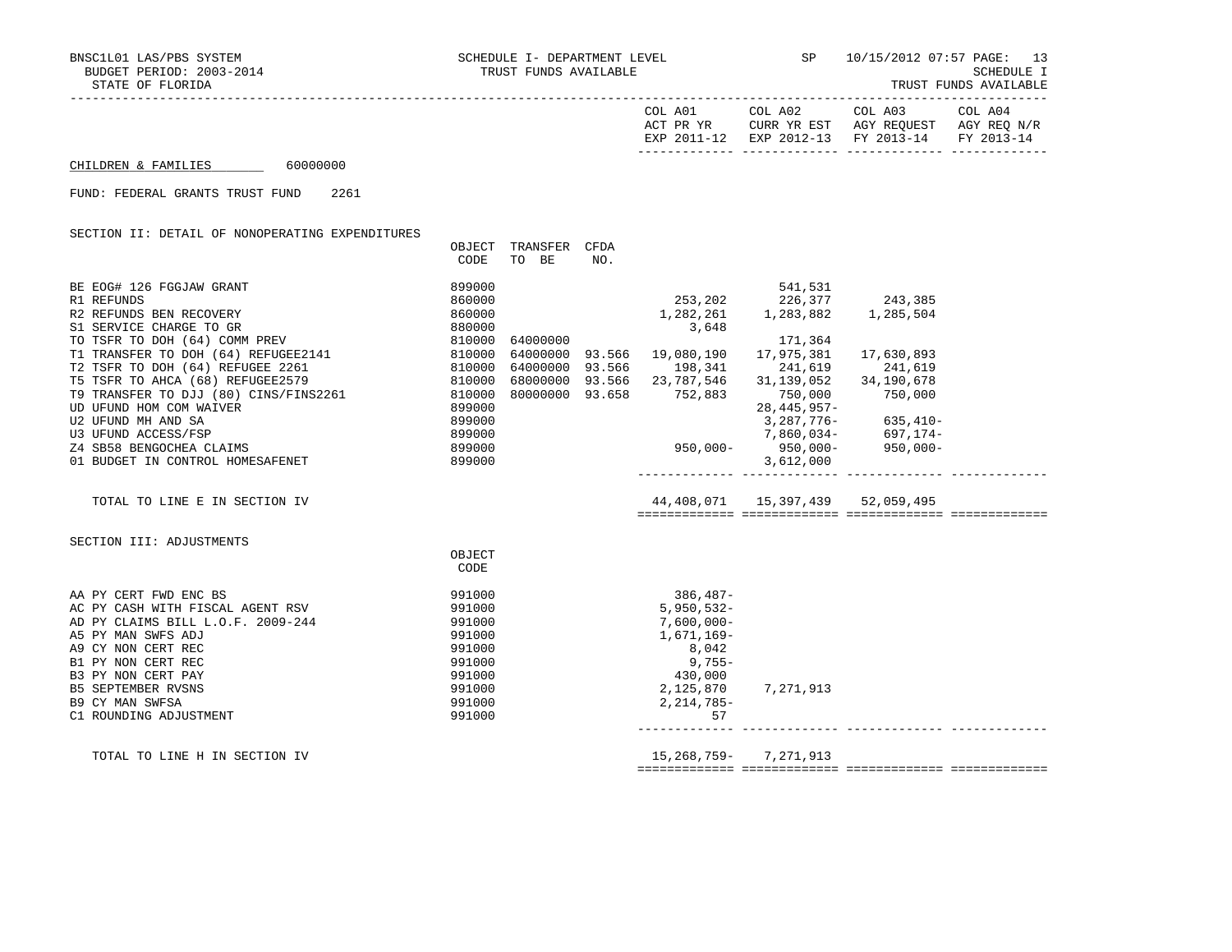BNSC1L01 LAS/PBS SYSTEM — SCHEDULE I- DEPARTMENT LEVEL — SP — 10/15/2012 07:57 PAGE: 13
BUDGET PERIOD: 2003-2014 — TRUST FUNDS AVAILABLE — SCHEDULE I
STATE OF FLORIDA — TRUST FUNDS AVAILABLE

CHILDREN & FAMILIES 60000000

FUND: FEDERAL GRANTS TRUST FUND 2261

## SECTION II: DETAIL OF NONOPERATING EXPENDITURES

| | OBJECT CODE | TRANSFER TO BE | CFDA NO. | COL A01 ACT PR YR EXP 2011-12 | COL A02 CURR YR EST EXP 2012-13 | COL A03 AGY REQUEST FY 2013-14 | COL A04 AGY REQ N/R FY 2013-14 |
|---|---|---|---|---|---|---|---|
| BE EOG# 126 FGGJAW GRANT | 899000 | | | | 541,531 | | |
| R1 REFUNDS | 860000 | | | 253,202 | 226,377 | 243,385 | |
| R2 REFUNDS BEN RECOVERY | 860000 | | | 1,282,261 | 1,283,882 | 1,285,504 | |
| S1 SERVICE CHARGE TO GR | 880000 | | | 3,648 | | | |
| TO TSFR TO DOH (64) COMM PREV | 810000 | 64000000 | | | 171,364 | | |
| T1 TRANSFER TO DOH (64) REFUGEE2141 | 810000 | 64000000 | 93.566 | 19,080,190 | 17,975,381 | 17,630,893 | |
| T2 TSFR TO DOH (64) REFUGEE 2261 | 810000 | 64000000 | 93.566 | 198,341 | 241,619 | 241,619 | |
| T5 TSFR TO AHCA (68) REFUGEE2579 | 810000 | 68000000 | 93.566 | 23,787,546 | 31,139,052 | 34,190,678 | |
| T9 TRANSFER TO DJJ (80) CINS/FINS2261 | 810000 | 80000000 | 93.658 | 752,883 | 750,000 | 750,000 | |
| UD UFUND HOM COM WAIVER | 899000 | | | | 28,445,957- | | |
| U2 UFUND MH AND SA | 899000 | | | | 3,287,776- | 635,410- | |
| U3 UFUND ACCESS/FSP | 899000 | | | | 7,860,034- | 697,174- | |
| Z4 SB58 BENGOCHEA CLAIMS | 899000 | | | 950,000- | 950,000- | 950,000- | |
| 01 BUDGET IN CONTROL HOMESAFENET | 899000 | | | | 3,612,000 | | |
| TOTAL TO LINE E IN SECTION IV | | | | 44,408,071 | 15,397,439 | 52,059,495 | |

## SECTION III: ADJUSTMENTS

| | OBJECT CODE | COL A01 | COL A02 | COL A03 | COL A04 |
|---|---|---|---|---|---|
| AA PY CERT FWD ENC BS | 991000 | 386,487- | | | |
| AC PY CASH WITH FISCAL AGENT RSV | 991000 | 5,950,532- | | | |
| AD PY CLAIMS BILL L.O.F. 2009-244 | 991000 | 7,600,000- | | | |
| A5 PY MAN SWFS ADJ | 991000 | 1,671,169- | | | |
| A9 CY NON CERT REC | 991000 | 8,042 | | | |
| B1 PY NON CERT REC | 991000 | 9,755- | | | |
| B3 PY NON CERT PAY | 991000 | 430,000 | | | |
| B5 SEPTEMBER RVSNS | 991000 | 2,125,870 | 7,271,913 | | |
| B9 CY MAN SWFSA | 991000 | 2,214,785- | | | |
| C1 ROUNDING ADJUSTMENT | 991000 | 57 | | | |
| TOTAL TO LINE H IN SECTION IV | | 15,268,759- | 7,271,913 | | |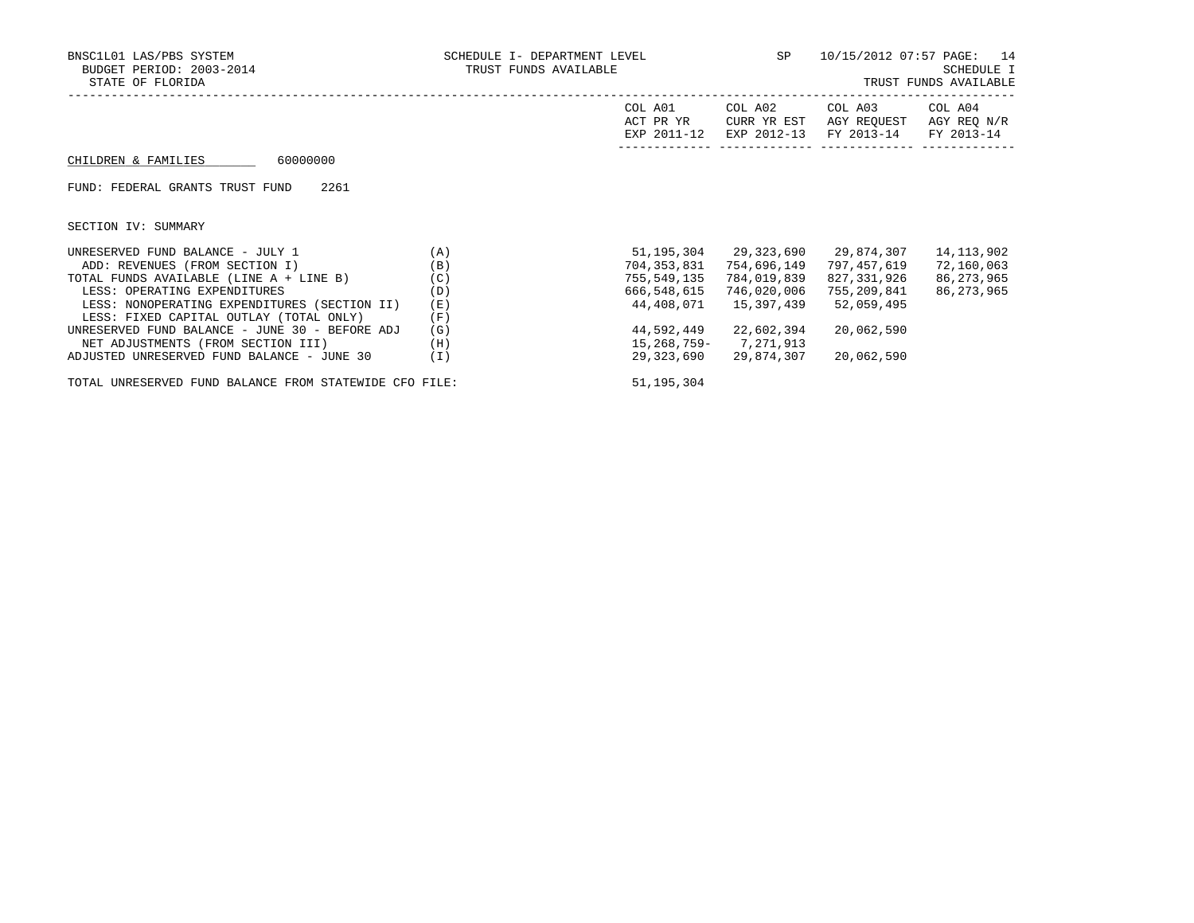BNSC1L01 LAS/PBS SYSTEM
BUDGET PERIOD: 2003-2014
STATE OF FLORIDA

SCHEDULE I- DEPARTMENT LEVEL
TRUST FUNDS AVAILABLE

SP 10/15/2012 07:57

SCHEDULE I
TRUST FUNDS AVAILABLE

CHILDREN & FAMILIES 60000000

FUND: FEDERAL GRANTS TRUST FUND 2261

SECTION IV: SUMMARY

| | | COL A01 ACT PR YR EXP 2011-12 | COL A02 CURR YR EST EXP 2012-13 | COL A03 AGY REQUEST FY 2013-14 | COL A04 AGY REQ N/R FY 2013-14 |
|---|---|---|---|---|---|
| UNRESERVED FUND BALANCE - JULY 1 | (A) | 51,195,304 | 29,323,690 | 29,874,307 | 14,113,902 |
| ADD: REVENUES (FROM SECTION I) | (B) | 704,353,831 | 754,696,149 | 797,457,619 | 72,160,063 |
| TOTAL FUNDS AVAILABLE (LINE A + LINE B) | (C) | 755,549,135 | 784,019,839 | 827,331,926 | 86,273,965 |
| LESS: OPERATING EXPENDITURES | (D) | 666,548,615 | 746,020,006 | 755,209,841 | 86,273,965 |
| LESS: NONOPERATING EXPENDITURES (SECTION II) | (E) | 44,408,071 | 15,397,439 | 52,059,495 | |
| LESS: FIXED CAPITAL OUTLAY (TOTAL ONLY) | (F) | | | | |
| UNRESERVED FUND BALANCE - JUNE 30 - BEFORE ADJ | (G) | 44,592,449 | 22,602,394 | 20,062,590 | |
| NET ADJUSTMENTS (FROM SECTION III) | (H) | 15,268,759- | 7,271,913 | | |
| ADJUSTED UNRESERVED FUND BALANCE - JUNE 30 | (I) | 29,323,690 | 29,874,307 | 20,062,590 | |

TOTAL UNRESERVED FUND BALANCE FROM STATEWIDE CFO FILE: 51,195,304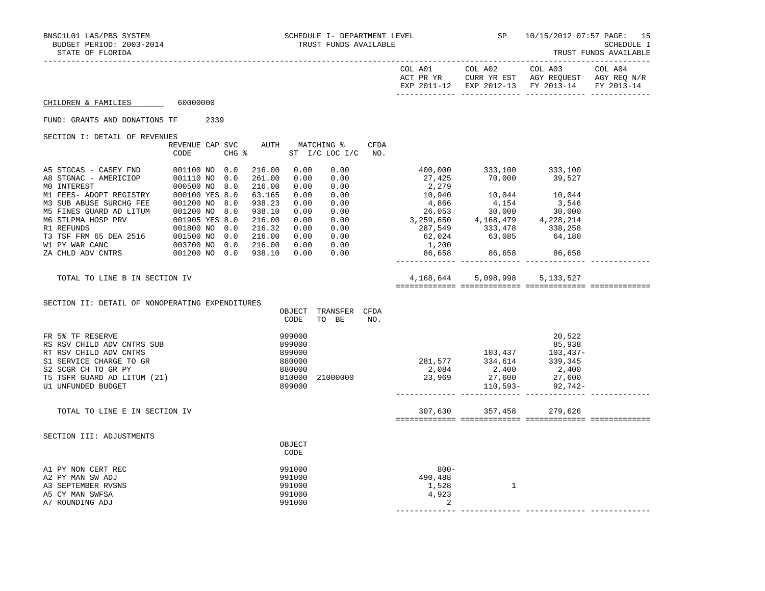BNSC1L01 LAS/PBS SYSTEM — SCHEDULE I- DEPARTMENT LEVEL — SP 10/15/2012 07:57 PAGE: 15

BUDGET PERIOD: 2003-2014 — TRUST FUNDS AVAILABLE — SCHEDULE I

STATE OF FLORIDA — TRUST FUNDS AVAILABLE

CHILDREN & FAMILIES 60000000

FUND: GRANTS AND DONATIONS TF 2339

## SECTION I: DETAIL OF REVENUES

| | REVENUE CODE | CAP | SVC CHG % | AUTH ST | MATCHING % I/C | LOC I/C | CFDA NO. | COL A01 ACT PR YR EXP 2011-12 | COL A02 CURR YR EST EXP 2012-13 | COL A03 AGY REQUEST FY 2013-14 | COL A04 AGY REQ N/R FY 2013-14 |
|---|---|---|---|---|---|---|---|---|---|---|---|
| A5 STGCAS - CASEY FND | 001100 | NO | 0.0 | 216.00 | 0.00 | 0.00 | | 400,000 | 333,100 | 333,100 | |
| A8 STGNAC - AMERICIOP | 001110 | NO | 0.0 | 261.00 | 0.00 | 0.00 | | 27,425 | 70,000 | 39,527 | |
| M0 INTEREST | 000500 | NO | 8.0 | 216.00 | 0.00 | 0.00 | | 2,279 | | | |
| M1 FEES- ADOPT REGISTRY | 000100 | YES | 8.0 | 63.165 | 0.00 | 0.00 | | 10,940 | 10,044 | 10,044 | |
| M3 SUB ABUSE SURCHG FEE | 001200 | NO | 8.0 | 938.23 | 0.00 | 0.00 | | 4,866 | 4,154 | 3,546 | |
| M5 FINES GUARD AD LITUM | 001200 | NO | 8.0 | 938.10 | 0.00 | 0.00 | | 26,053 | 30,000 | 30,000 | |
| M6 STLPMA HOSP PRV | 001905 | YES | 8.0 | 216.00 | 0.00 | 0.00 | | 3,259,650 | 4,168,479 | 4,228,214 | |
| R1 REFUNDS | 001800 | NO | 0.0 | 216.32 | 0.00 | 0.00 | | 287,549 | 333,478 | 338,258 | |
| T3 TSF FRM 65 DEA 2516 | 001500 | NO | 0.0 | 216.00 | 0.00 | 0.00 | | 62,024 | 63,085 | 64,180 | |
| W1 PY WAR CANC | 003700 | NO | 0.0 | 216.00 | 0.00 | 0.00 | | 1,200 | | | |
| ZA CHLD ADV CNTRS | 001200 | NO | 0.0 | 938.10 | 0.00 | 0.00 | | 86,658 | 86,658 | 86,658 | |
| TOTAL TO LINE B IN SECTION IV | | | | | | | | 4,168,644 | 5,098,998 | 5,133,527 | |

## SECTION II: DETAIL OF NONOPERATING EXPENDITURES

| | OBJECT CODE | TRANSFER TO BE | CFDA NO. | COL A01 | COL A02 | COL A03 | COL A04 |
|---|---|---|---|---|---|---|---|
| FR 5% TF RESERVE | 999000 | | | | | 20,522 | |
| RS RSV CHILD ADV CNTRS SUB | 899000 | | | | | 85,938 | |
| RT RSV CHILD ADV CNTRS | 899000 | | | | 103,437 | 103,437- | |
| S1 SERVICE CHARGE TO GR | 880000 | | | 281,577 | 334,614 | 339,345 | |
| S2 SCGR CH TO GR PY | 880000 | | | 2,084 | 2,400 | 2,400 | |
| T5 TSFR GUARD AD LITUM (21) | 810000 | 21000000 | | 23,969 | 27,600 | 27,600 | |
| U1 UNFUNDED BUDGET | 899000 | | | | 110,593- | 92,742- | |
| TOTAL TO LINE E IN SECTION IV | | | | 307,630 | 357,458 | 279,626 | |

## SECTION III: ADJUSTMENTS

| | OBJECT CODE | COL A01 | COL A02 | COL A03 | COL A04 |
|---|---|---|---|---|---|
| A1 PY NON CERT REC | 991000 | 800- | | | |
| A2 PY MAN SW ADJ | 991000 | 490,488 | | | |
| A3 SEPTEMBER RVSNS | 991000 | 1,528 | 1 | | |
| A5 CY MAN SWFSA | 991000 | 4,923 | | | |
| A7 ROUNDING ADJ | 991000 | 2 | | | |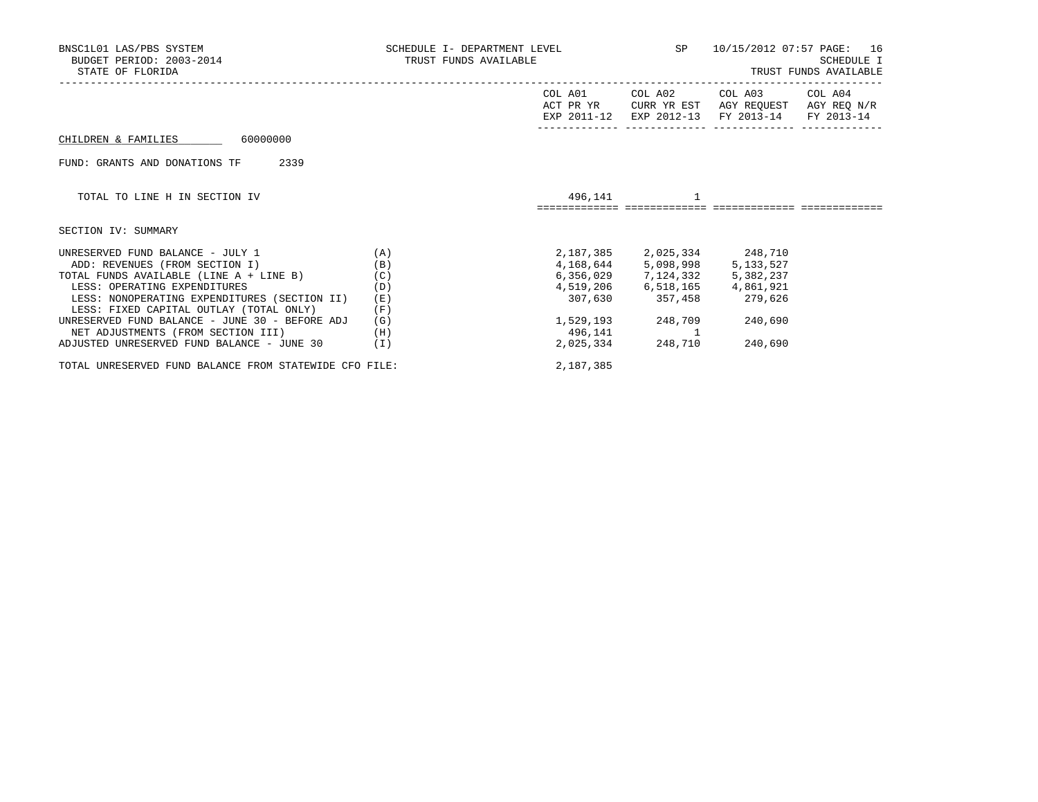BNSC1L01 LAS/PBS SYSTEM — SCHEDULE I- DEPARTMENT LEVEL — TRUST FUNDS AVAILABLE — SP 10/15/2012 07:57 PAGE: 16

BUDGET PERIOD: 2003-2014 — SCHEDULE I

STATE OF FLORIDA — TRUST FUNDS AVAILABLE

| | | COL A01 ACT PR YR EXP 2011-12 | COL A02 CURR YR EST EXP 2012-13 | COL A03 AGY REQUEST FY 2013-14 | COL A04 AGY REQ N/R FY 2013-14 |
|---|---|---|---|---|---|

CHILDREN & FAMILIES 60000000

FUND: GRANTS AND DONATIONS TF 2339

| | | COL A01 | COL A02 | COL A03 | COL A04 |
|---|---|---|---|---|---|
| TOTAL TO LINE H IN SECTION IV | | 496,141 | 1 | | |

SECTION IV: SUMMARY

| | | COL A01 | COL A02 | COL A03 | COL A04 |
|---|---|---|---|---|---|
| UNRESERVED FUND BALANCE - JULY 1 | (A) | 2,187,385 | 2,025,334 | 248,710 | |
| ADD: REVENUES (FROM SECTION I) | (B) | 4,168,644 | 5,098,998 | 5,133,527 | |
| TOTAL FUNDS AVAILABLE (LINE A + LINE B) | (C) | 6,356,029 | 7,124,332 | 5,382,237 | |
| LESS: OPERATING EXPENDITURES | (D) | 4,519,206 | 6,518,165 | 4,861,921 | |
| LESS: NONOPERATING EXPENDITURES (SECTION II) | (E) | 307,630 | 357,458 | 279,626 | |
| LESS: FIXED CAPITAL OUTLAY (TOTAL ONLY) | (F) | | | | |
| UNRESERVED FUND BALANCE - JUNE 30 - BEFORE ADJ | (G) | 1,529,193 | 248,709 | 240,690 | |
| NET ADJUSTMENTS (FROM SECTION III) | (H) | 496,141 | 1 | | |
| ADJUSTED UNRESERVED FUND BALANCE - JUNE 30 | (I) | 2,025,334 | 248,710 | 240,690 | |
| TOTAL UNRESERVED FUND BALANCE FROM STATEWIDE CFO FILE: | | 2,187,385 | | | |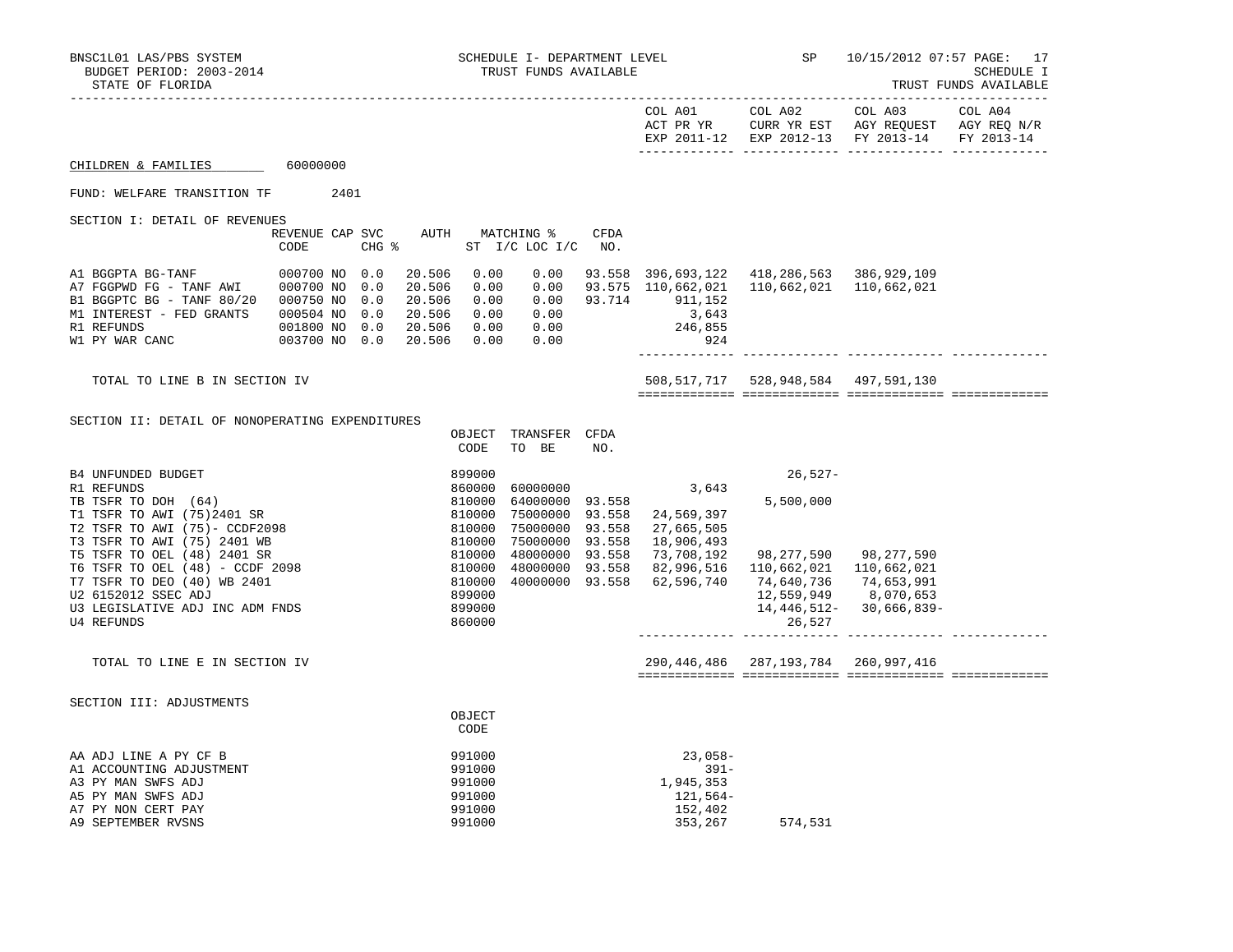BNSC1L01 LAS/PBS SYSTEM — SCHEDULE I- DEPARTMENT LEVEL — SP 10/15/2012 07:57

BUDGET PERIOD: 2003-2014 — TRUST FUNDS AVAILABLE — SCHEDULE I

STATE OF FLORIDA — TRUST FUNDS AVAILABLE

| | COL A01 ACT PR YR EXP 2011-12 | COL A02 CURR YR EST EXP 2012-13 | COL A03 AGY REQUEST FY 2013-14 | COL A04 AGY REQ N/R FY 2013-14 |
|---|---|---|---|---|

CHILDREN & FAMILIES 60000000

FUND: WELFARE TRANSITION TF 2401

SECTION I: DETAIL OF REVENUES

| | REVENUE CODE | CAP SVC CHG % | | AUTH ST | MATCHING % I/C | LOC I/C | CFDA NO. | COL A01 | COL A02 | COL A03 | COL A04 |
|---|---|---|---|---|---|---|---|---|---|---|---|
| A1 BGGPTA BG-TANF | 000700 | NO | 0.0 | 20.506 | 0.00 | 0.00 | 93.558 | 396,693,122 | 418,286,563 | 386,929,109 | |
| A7 FGGPWD FG - TANF AWI | 000700 | NO | 0.0 | 20.506 | 0.00 | 0.00 | 93.575 | 110,662,021 | 110,662,021 | 110,662,021 | |
| B1 BGGPTC BG - TANF 80/20 | 000750 | NO | 0.0 | 20.506 | 0.00 | 0.00 | 93.714 | 911,152 | | | |
| M1 INTEREST - FED GRANTS | 000504 | NO | 0.0 | 20.506 | 0.00 | 0.00 | | 3,643 | | | |
| R1 REFUNDS | 001800 | NO | 0.0 | 20.506 | 0.00 | 0.00 | | 246,855 | | | |
| W1 PY WAR CANC | 003700 | NO | 0.0 | 20.506 | 0.00 | 0.00 | | 924 | | | |
| TOTAL TO LINE B IN SECTION IV | | | | | | | | 508,517,717 | 528,948,584 | 497,591,130 | |

SECTION II: DETAIL OF NONOPERATING EXPENDITURES

| | OBJECT CODE | TRANSFER TO BE | CFDA NO. | COL A01 | COL A02 | COL A03 | COL A04 |
|---|---|---|---|---|---|---|---|
| B4 UNFUNDED BUDGET | 899000 | | | | 26,527- | | |
| R1 REFUNDS | 860000 | 60000000 | | 3,643 | | | |
| TB TSFR TO DOH (64) | 810000 | 64000000 | 93.558 | | 5,500,000 | | |
| T1 TSFR TO AWI (75)2401 SR | 810000 | 75000000 | 93.558 | 24,569,397 | | | |
| T2 TSFR TO AWI (75)- CCDF2098 | 810000 | 75000000 | 93.558 | 27,665,505 | | | |
| T3 TSFR TO AWI (75) 2401 WB | 810000 | 75000000 | 93.558 | 18,906,493 | | | |
| T5 TSFR TO OEL (48) 2401 SR | 810000 | 48000000 | 93.558 | 73,708,192 | 98,277,590 | 98,277,590 | |
| T6 TSFR TO OEL (48) - CCDF 2098 | 810000 | 48000000 | 93.558 | 82,996,516 | 110,662,021 | 110,662,021 | |
| T7 TSFR TO DEO (40) WB 2401 | 810000 | 40000000 | 93.558 | 62,596,740 | 74,640,736 | 74,653,991 | |
| U2 6152012 SSEC ADJ | 899000 | | | | 12,559,949 | 8,070,653 | |
| U3 LEGISLATIVE ADJ INC ADM FNDS | 899000 | | | | 14,446,512- | 30,666,839- | |
| U4 REFUNDS | 860000 | | | | 26,527 | | |
| TOTAL TO LINE E IN SECTION IV | | | | 290,446,486 | 287,193,784 | 260,997,416 | |

SECTION III: ADJUSTMENTS

| | OBJECT CODE | COL A01 | COL A02 | COL A03 | COL A04 |
|---|---|---|---|---|---|
| AA ADJ LINE A PY CF B | 991000 | 23,058- | | | |
| A1 ACCOUNTING ADJUSTMENT | 991000 | 391- | | | |
| A3 PY MAN SWFS ADJ | 991000 | 1,945,353 | | | |
| A5 PY MAN SWFS ADJ | 991000 | 121,564- | | | |
| A7 PY NON CERT PAY | 991000 | 152,402 | | | |
| A9 SEPTEMBER RVSNS | 991000 | 353,267 | 574,531 | | |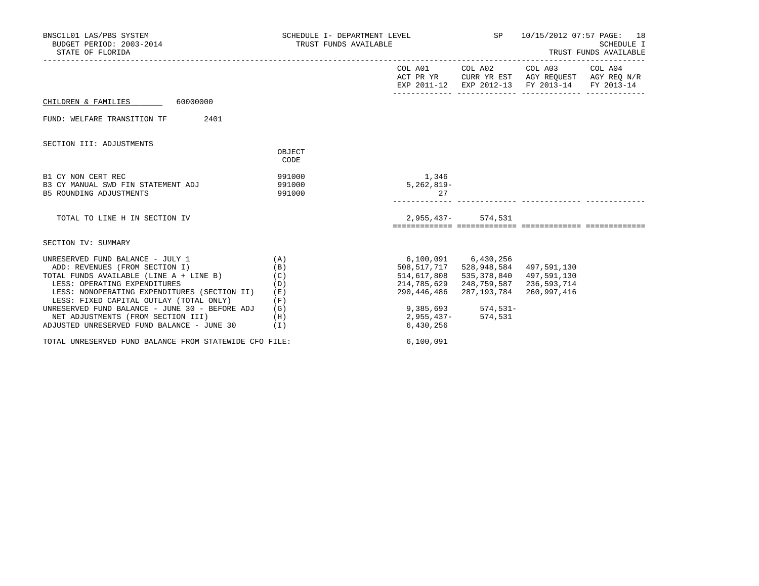BNSC1L01 LAS/PBS SYSTEM — SCHEDULE I- DEPARTMENT LEVEL — SP — 10/15/2012 07:57

BUDGET PERIOD: 2003-2014 — TRUST FUNDS AVAILABLE — SCHEDULE I

STATE OF FLORIDA — TRUST FUNDS AVAILABLE

**CHILDREN & FAMILIES** 60000000

FUND: WELFARE TRANSITION TF 2401

## SECTION III: ADJUSTMENTS

| | OBJECT CODE | COL A01 ACT PR YR EXP 2011-12 | COL A02 CURR YR EST EXP 2012-13 | COL A03 AGY REQUEST FY 2013-14 | COL A04 AGY REQ N/R FY 2013-14 |
|---|---|---|---|---|---|
| B1 CY NON CERT REC | 991000 | 1,346 | | | |
| B3 CY MANUAL SWD FIN STATEMENT ADJ | 991000 | 5,262,819- | | | |
| B5 ROUNDING ADJUSTMENTS | 991000 | 27 | | | |
| TOTAL TO LINE H IN SECTION IV | | 2,955,437- | 574,531 | | |

## SECTION IV: SUMMARY

| | | COL A01 ACT PR YR EXP 2011-12 | COL A02 CURR YR EST EXP 2012-13 | COL A03 AGY REQUEST FY 2013-14 | COL A04 AGY REQ N/R FY 2013-14 |
|---|---|---|---|---|---|
| UNRESERVED FUND BALANCE - JULY 1 | (A) | 6,100,091 | 6,430,256 | | |
| ADD: REVENUES (FROM SECTION I) | (B) | 508,517,717 | 528,948,584 | 497,591,130 | |
| TOTAL FUNDS AVAILABLE (LINE A + LINE B) | (C) | 514,617,808 | 535,378,840 | 497,591,130 | |
| LESS: OPERATING EXPENDITURES | (D) | 214,785,629 | 248,759,587 | 236,593,714 | |
| LESS: NONOPERATING EXPENDITURES (SECTION II) | (E) | 290,446,486 | 287,193,784 | 260,997,416 | |
| LESS: FIXED CAPITAL OUTLAY (TOTAL ONLY) | (F) | | | | |
| UNRESERVED FUND BALANCE - JUNE 30 - BEFORE ADJ | (G) | 9,385,693 | 574,531- | | |
| NET ADJUSTMENTS (FROM SECTION III) | (H) | 2,955,437- | 574,531 | | |
| ADJUSTED UNRESERVED FUND BALANCE - JUNE 30 | (I) | 6,430,256 | | | |
| TOTAL UNRESERVED FUND BALANCE FROM STATEWIDE CFO FILE: | | 6,100,091 | | | |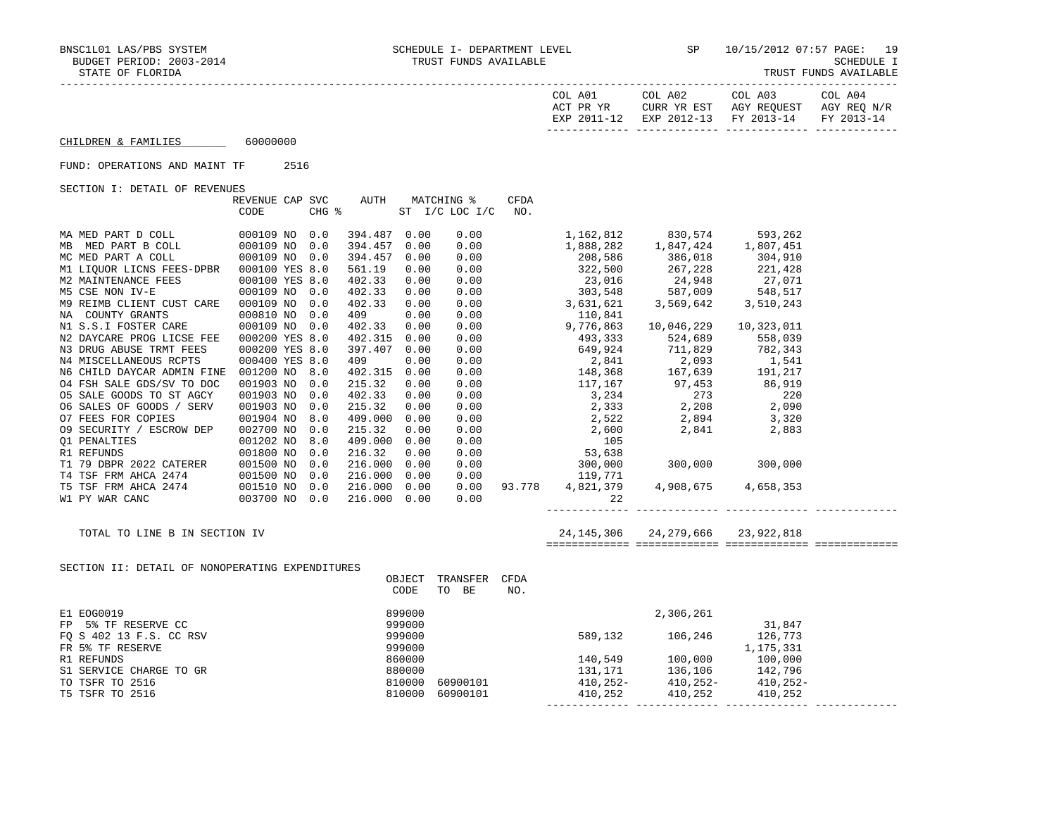BNSC1L01 LAS/PBS SYSTEM — SCHEDULE I- DEPARTMENT LEVEL — TRUST FUNDS AVAILABLE — SP 10/15/2012 07:57

BUDGET PERIOD: 2003-2014 — SCHEDULE I

STATE OF FLORIDA — TRUST FUNDS AVAILABLE

CHILDREN & FAMILIES 60000000

FUND: OPERATIONS AND MAINT TF 2516

SECTION I: DETAIL OF REVENUES

| | REVENUE CODE | CAP | SVC CHG % | AUTH | MATCHING % ST | I/C LOC I/C | CFDA NO. | COL A01 ACT PR YR EXP 2011-12 | COL A02 CURR YR EST EXP 2012-13 | COL A03 AGY REQUEST FY 2013-14 | COL A04 AGY REQ N/R FY 2013-14 |
|---|---|---|---|---|---|---|---|---|---|---|---|
| MA MED PART D COLL | 000109 | NO | 0.0 | 394.487 | 0.00 | 0.00 | | 1,162,812 | 830,574 | 593,262 | |
| MB MED PART B COLL | 000109 | NO | 0.0 | 394.457 | 0.00 | 0.00 | | 1,888,282 | 1,847,424 | 1,807,451 | |
| MC MED PART A COLL | 000109 | NO | 0.0 | 394.457 | 0.00 | 0.00 | | 208,586 | 386,018 | 304,910 | |
| M1 LIQUOR LICNS FEES-DPBR | 000100 | YES | 8.0 | 561.19 | 0.00 | 0.00 | | 322,500 | 267,228 | 221,428 | |
| M2 MAINTENANCE FEES | 000100 | YES | 8.0 | 402.33 | 0.00 | 0.00 | | 23,016 | 24,948 | 27,071 | |
| M5 CSE NON IV-E | 000109 | NO | 0.0 | 402.33 | 0.00 | 0.00 | | 303,548 | 587,009 | 548,517 | |
| M9 REIMB CLIENT CUST CARE | 000109 | NO | 0.0 | 402.33 | 0.00 | 0.00 | | 3,631,621 | 3,569,642 | 3,510,243 | |
| NA COUNTY GRANTS | 000810 | NO | 0.0 | 409 | 0.00 | 0.00 | | 110,841 | | | |
| N1 S.S.I FOSTER CARE | 000109 | NO | 0.0 | 402.33 | 0.00 | 0.00 | | 9,776,863 | 10,046,229 | 10,323,011 | |
| N2 DAYCARE PROG LICSE FEE | 000200 | YES | 8.0 | 402.315 | 0.00 | 0.00 | | 493,333 | 524,689 | 558,039 | |
| N3 DRUG ABUSE TRMT FEES | 000200 | YES | 8.0 | 397.407 | 0.00 | 0.00 | | 649,924 | 711,829 | 782,343 | |
| N4 MISCELLANEOUS RCPTS | 000400 | YES | 8.0 | 409 | 0.00 | 0.00 | | 2,841 | 2,093 | 1,541 | |
| N6 CHILD DAYCAR ADMIN FINE | 001200 | NO | 8.0 | 402.315 | 0.00 | 0.00 | | 148,368 | 167,639 | 191,217 | |
| O4 FSH SALE GDS/SV TO DOC | 001903 | NO | 0.0 | 215.32 | 0.00 | 0.00 | | 117,167 | 97,453 | 86,919 | |
| O5 SALE GOODS TO ST AGCY | 001903 | NO | 0.0 | 402.33 | 0.00 | 0.00 | | 3,234 | 273 | 220 | |
| O6 SALES OF GOODS / SERV | 001903 | NO | 0.0 | 215.32 | 0.00 | 0.00 | | 2,333 | 2,208 | 2,090 | |
| O7 FEES FOR COPIES | 001904 | NO | 8.0 | 409.000 | 0.00 | 0.00 | | 2,522 | 2,894 | 3,320 | |
| O9 SECURITY / ESCROW DEP | 002700 | NO | 0.0 | 215.32 | 0.00 | 0.00 | | 2,600 | 2,841 | 2,883 | |
| Q1 PENALTIES | 001202 | NO | 8.0 | 409.000 | 0.00 | 0.00 | | 105 | | | |
| R1 REFUNDS | 001800 | NO | 0.0 | 216.32 | 0.00 | 0.00 | | 53,638 | | | |
| T1 79 DBPR 2022 CATERER | 001500 | NO | 0.0 | 216.000 | 0.00 | 0.00 | | 300,000 | 300,000 | 300,000 | |
| T4 TSF FRM AHCA 2474 | 001500 | NO | 0.0 | 216.000 | 0.00 | 0.00 | | 119,771 | | | |
| T5 TSF FRM AHCA 2474 | 001510 | NO | 0.0 | 216.000 | 0.00 | 0.00 | 93.778 | 4,821,379 | 4,908,675 | 4,658,353 | |
| W1 PY WAR CANC | 003700 | NO | 0.0 | 216.000 | 0.00 | 0.00 | | 22 | | | |
| TOTAL TO LINE B IN SECTION IV | | | | | | | | 24,145,306 | 24,279,666 | 23,922,818 | |

SECTION II: DETAIL OF NONOPERATING EXPENDITURES

| | OBJECT CODE | TRANSFER TO BE | CFDA NO. | COL A01 ACT PR YR EXP 2011-12 | COL A02 CURR YR EST EXP 2012-13 | COL A03 AGY REQUEST FY 2013-14 | COL A04 AGY REQ N/R FY 2013-14 |
|---|---|---|---|---|---|---|---|
| E1 EOG0019 | 899000 | | | | 2,306,261 | | |
| FP 5% TF RESERVE CC | 999000 | | | | | 31,847 | |
| FQ S 402 13 F.S. CC RSV | 999000 | | | 589,132 | 106,246 | 126,773 | |
| FR 5% TF RESERVE | 999000 | | | | | 1,175,331 | |
| R1 REFUNDS | 860000 | | | 140,549 | 100,000 | 100,000 | |
| S1 SERVICE CHARGE TO GR | 880000 | | | 131,171 | 136,106 | 142,796 | |
| TO TSFR TO 2516 | 810000 | 60900101 | | 410,252- | 410,252- | 410,252- | |
| T5 TSFR TO 2516 | 810000 | 60900101 | | 410,252 | 410,252 | 410,252 | |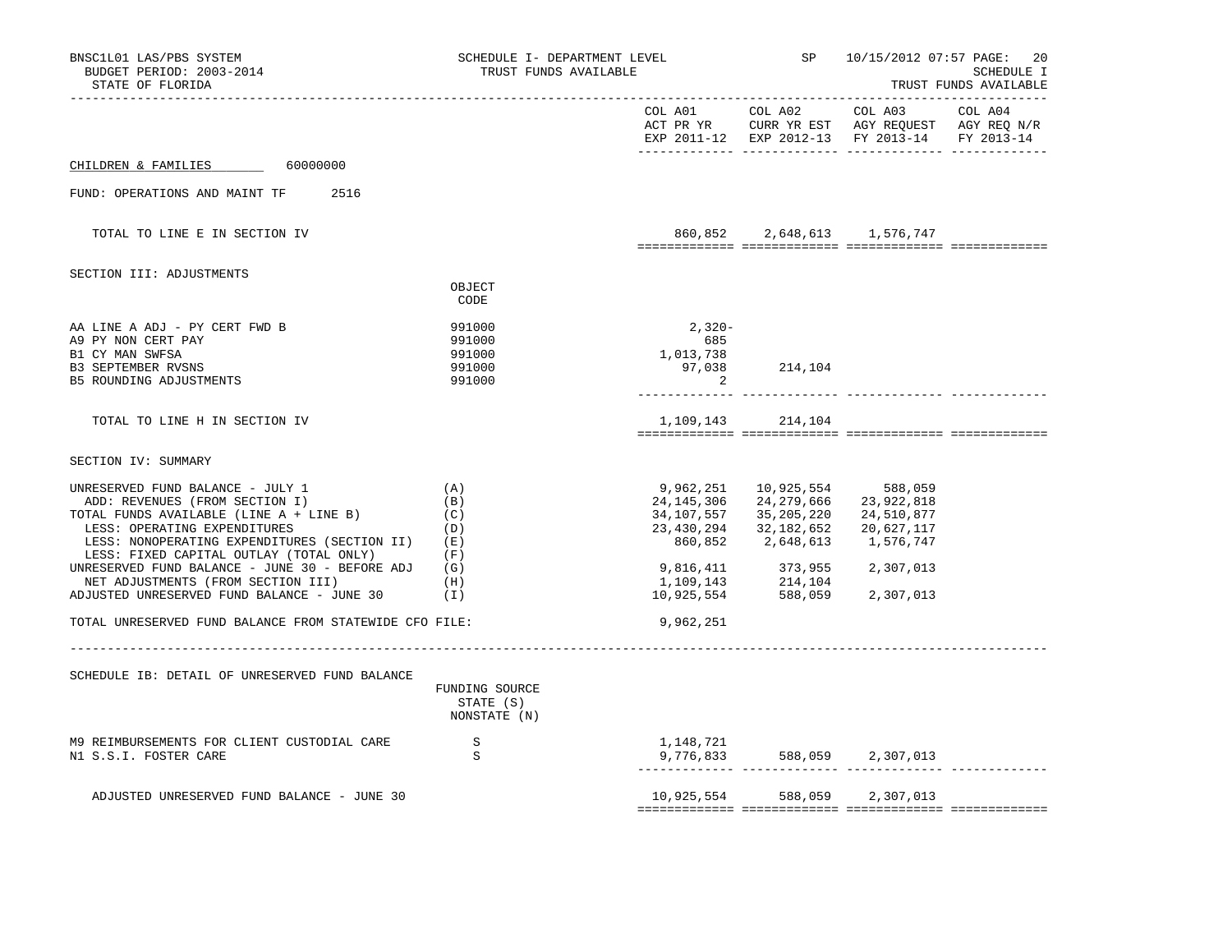BNSC1L01 LAS/PBS SYSTEM — SCHEDULE I- DEPARTMENT LEVEL — SP — 10/15/2012 07:57

BUDGET PERIOD: 2003-2014 — TRUST FUNDS AVAILABLE — SCHEDULE I

STATE OF FLORIDA — TRUST FUNDS AVAILABLE

| | | COL A01 ACT PR YR EXP 2011-12 | COL A02 CURR YR EST EXP 2012-13 | COL A03 AGY REQUEST FY 2013-14 | COL A04 AGY REQ N/R FY 2013-14 |
|---|---|---|---|---|---|
| CHILDREN & FAMILIES 60000000 | | | | | |
| FUND: OPERATIONS AND MAINT TF 2516 | | | | | |
| TOTAL TO LINE E IN SECTION IV | | 860,852 | 2,648,613 | 1,576,747 | |
| **SECTION III: ADJUSTMENTS** | OBJECT CODE | | | | |
| AA LINE A ADJ - PY CERT FWD B | 991000 | 2,320- | | | |
| A9 PY NON CERT PAY | 991000 | 685 | | | |
| B1 CY MAN SWFSA | 991000 | 1,013,738 | | | |
| B3 SEPTEMBER RVSNS | 991000 | 97,038 | 214,104 | | |
| B5 ROUNDING ADJUSTMENTS | 991000 | 2 | | | |
| TOTAL TO LINE H IN SECTION IV | | 1,109,143 | 214,104 | | |
| **SECTION IV: SUMMARY** | | | | | |
| UNRESERVED FUND BALANCE - JULY 1 | (A) | 9,962,251 | 10,925,554 | 588,059 | |
| ADD: REVENUES (FROM SECTION I) | (B) | 24,145,306 | 24,279,666 | 23,922,818 | |
| TOTAL FUNDS AVAILABLE (LINE A + LINE B) | (C) | 34,107,557 | 35,205,220 | 24,510,877 | |
| LESS: OPERATING EXPENDITURES | (D) | 23,430,294 | 32,182,652 | 20,627,117 | |
| LESS: NONOPERATING EXPENDITURES (SECTION II) | (E) | 860,852 | 2,648,613 | 1,576,747 | |
| LESS: FIXED CAPITAL OUTLAY (TOTAL ONLY) | (F) | | | | |
| UNRESERVED FUND BALANCE - JUNE 30 - BEFORE ADJ | (G) | 9,816,411 | 373,955 | 2,307,013 | |
| NET ADJUSTMENTS (FROM SECTION III) | (H) | 1,109,143 | 214,104 | | |
| ADJUSTED UNRESERVED FUND BALANCE - JUNE 30 | (I) | 10,925,554 | 588,059 | 2,307,013 | |
| TOTAL UNRESERVED FUND BALANCE FROM STATEWIDE CFO FILE: | | 9,962,251 | | | |

| SCHEDULE IB: DETAIL OF UNRESERVED FUND BALANCE | FUNDING SOURCE STATE (S) NONSTATE (N) | COL A01 | COL A02 | COL A03 | COL A04 |
|---|---|---|---|---|---|
| M9 REIMBURSEMENTS FOR CLIENT CUSTODIAL CARE | S | 1,148,721 | | | |
| N1 S.S.I. FOSTER CARE | S | 9,776,833 | 588,059 | 2,307,013 | |
| ADJUSTED UNRESERVED FUND BALANCE - JUNE 30 | | 10,925,554 | 588,059 | 2,307,013 | |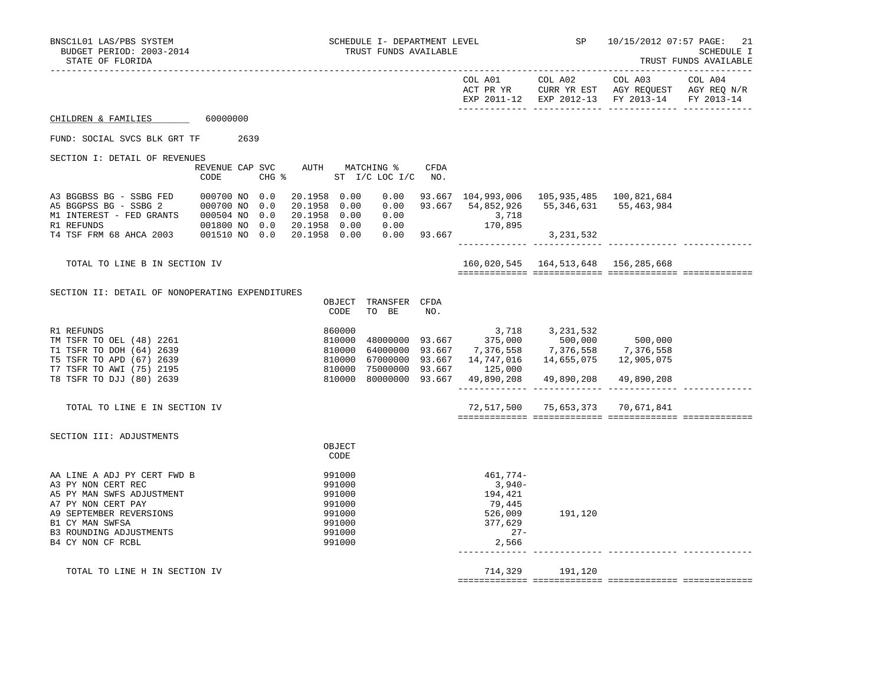BNSC1L01 LAS/PBS SYSTEM — SCHEDULE I- DEPARTMENT LEVEL — SP — 10/15/2012 07:57

BUDGET PERIOD: 2003-2014 — TRUST FUNDS AVAILABLE — SCHEDULE I

STATE OF FLORIDA — TRUST FUNDS AVAILABLE

CHILDREN & FAMILIES 60000000

FUND: SOCIAL SVCS BLK GRT TF 2639

## SECTION I: DETAIL OF REVENUES

| | REVENUE CODE | CAP | SVC CHG % | AUTH ST | MATCHING % I/C | LOC I/C | CFDA NO. | COL A01 ACT PR YR EXP 2011-12 | COL A02 CURR YR EST EXP 2012-13 | COL A03 AGY REQUEST FY 2013-14 | COL A04 AGY REQ N/R FY 2013-14 |
|---|---|---|---|---|---|---|---|---|---|---|---|
| A3 BGGBSS BG - SSBG FED | 000700 | NO | 0.0 | 20.1958 | 0.00 | 0.00 | 93.667 | 104,993,006 | 105,935,485 | 100,821,684 | |
| A5 BGGPSS BG - SSBG 2 | 000700 | NO | 0.0 | 20.1958 | 0.00 | 0.00 | 93.667 | 54,852,926 | 55,346,631 | 55,463,984 | |
| M1 INTEREST - FED GRANTS | 000504 | NO | 0.0 | 20.1958 | 0.00 | 0.00 | | 3,718 | | | |
| R1 REFUNDS | 001800 | NO | 0.0 | 20.1958 | 0.00 | 0.00 | | 170,895 | | | |
| T4 TSF FRM 68 AHCA 2003 | 001510 | NO | 0.0 | 20.1958 | 0.00 | 0.00 | 93.667 | | 3,231,532 | | |
| TOTAL TO LINE B IN SECTION IV | | | | | | | | 160,020,545 | 164,513,648 | 156,285,668 | |

## SECTION II: DETAIL OF NONOPERATING EXPENDITURES

| | OBJECT CODE | TRANSFER TO BE | CFDA NO. | COL A01 | COL A02 | COL A03 | COL A04 |
|---|---|---|---|---|---|---|---|
| R1 REFUNDS | 860000 | | | 3,718 | 3,231,532 | | |
| TM TSFR TO OEL (48) 2261 | 810000 | 48000000 | 93.667 | 375,000 | 500,000 | 500,000 | |
| T1 TSFR TO DOH (64) 2639 | 810000 | 64000000 | 93.667 | 7,376,558 | 7,376,558 | 7,376,558 | |
| T5 TSFR TO APD (67) 2639 | 810000 | 67000000 | 93.667 | 14,747,016 | 14,655,075 | 12,905,075 | |
| T7 TSFR TO AWI (75) 2195 | 810000 | 75000000 | 93.667 | 125,000 | | | |
| T8 TSFR TO DJJ (80) 2639 | 810000 | 80000000 | 93.667 | 49,890,208 | 49,890,208 | 49,890,208 | |
| TOTAL TO LINE E IN SECTION IV | | | | 72,517,500 | 75,653,373 | 70,671,841 | |

## SECTION III: ADJUSTMENTS

| | OBJECT CODE | COL A01 | COL A02 | COL A03 | COL A04 |
|---|---|---|---|---|---|
| AA LINE A ADJ PY CERT FWD B | 991000 | 461,774- | | | |
| A3 PY NON CERT REC | 991000 | 3,940- | | | |
| A5 PY MAN SWFS ADJUSTMENT | 991000 | 194,421 | | | |
| A7 PY NON CERT PAY | 991000 | 79,445 | | | |
| A9 SEPTEMBER REVERSIONS | 991000 | 526,009 | 191,120 | | |
| B1 CY MAN SWFSA | 991000 | 377,629 | | | |
| B3 ROUNDING ADJUSTMENTS | 991000 | 27- | | | |
| B4 CY NON CF RCBL | 991000 | 2,566 | | | |
| TOTAL TO LINE H IN SECTION IV | | 714,329 | 191,120 | | |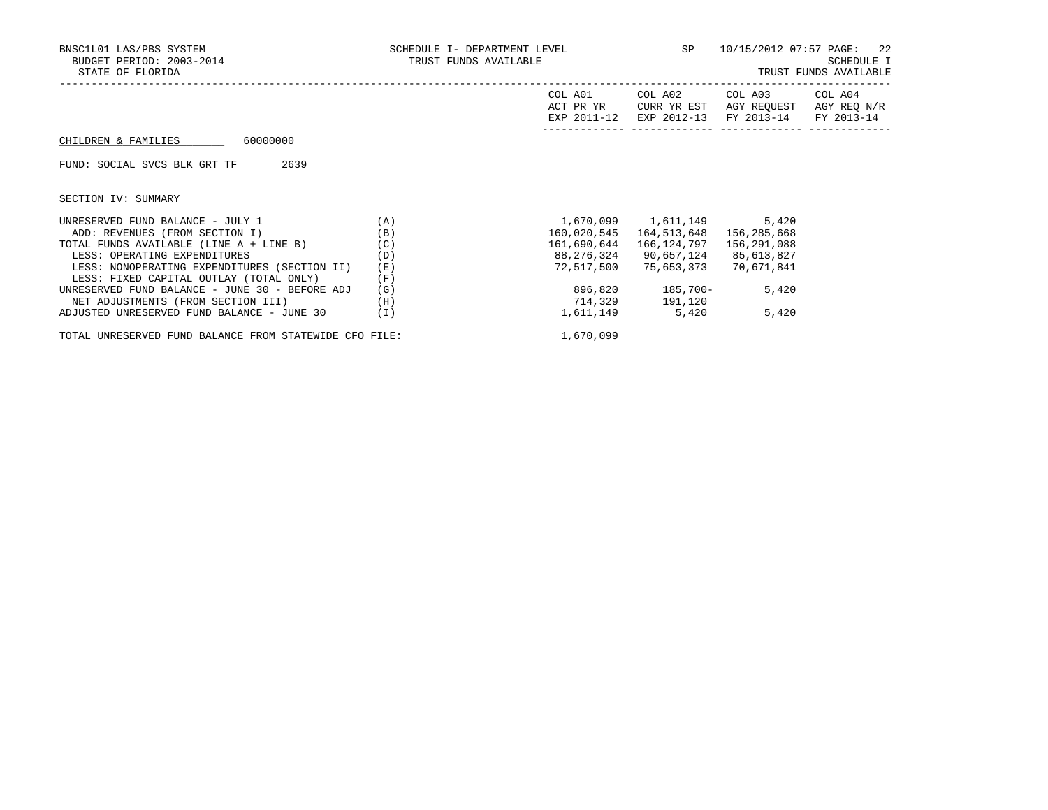BNSC1L01 LAS/PBS SYSTEM SCHEDULE I- DEPARTMENT LEVEL SP 10/15/2012 07:57 PAGE: 22
BUDGET PERIOD: 2003-2014 TRUST FUNDS AVAILABLE SCHEDULE I
STATE OF FLORIDA TRUST FUNDS AVAILABLE

CHILDREN & FAMILIES 60000000

FUND: SOCIAL SVCS BLK GRT TF 2639

SECTION IV: SUMMARY

| | | COL A01 ACT PR YR EXP 2011-12 | COL A02 CURR YR EST EXP 2012-13 | COL A03 AGY REQUEST FY 2013-14 | COL A04 AGY REQ N/R FY 2013-14 |
|---|---|---|---|---|---|
| UNRESERVED FUND BALANCE - JULY 1 | (A) | 1,670,099 | 1,611,149 | 5,420 | |
| ADD: REVENUES (FROM SECTION I) | (B) | 160,020,545 | 164,513,648 | 156,285,668 | |
| TOTAL FUNDS AVAILABLE (LINE A + LINE B) | (C) | 161,690,644 | 166,124,797 | 156,291,088 | |
| LESS: OPERATING EXPENDITURES | (D) | 88,276,324 | 90,657,124 | 85,613,827 | |
| LESS: NONOPERATING EXPENDITURES (SECTION II) | (E) | 72,517,500 | 75,653,373 | 70,671,841 | |
| LESS: FIXED CAPITAL OUTLAY (TOTAL ONLY) | (F) | | | | |
| UNRESERVED FUND BALANCE - JUNE 30 - BEFORE ADJ | (G) | 896,820 | 185,700- | 5,420 | |
| NET ADJUSTMENTS (FROM SECTION III) | (H) | 714,329 | 191,120 | | |
| ADJUSTED UNRESERVED FUND BALANCE - JUNE 30 | (I) | 1,611,149 | 5,420 | 5,420 | |
| TOTAL UNRESERVED FUND BALANCE FROM STATEWIDE CFO FILE: | | 1,670,099 | | | |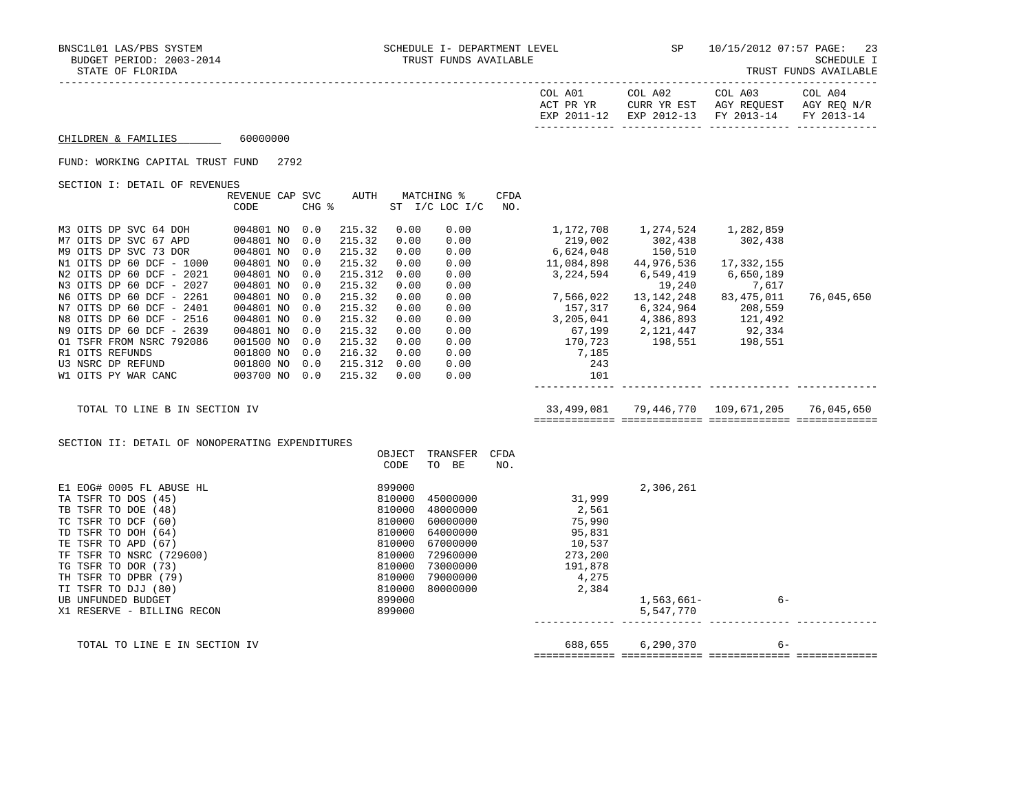BNSC1L01 LAS/PBS SYSTEM — SCHEDULE I- DEPARTMENT LEVEL — SP 10/15/2012 07:57

BUDGET PERIOD: 2003-2014 — TRUST FUNDS AVAILABLE — SCHEDULE I

STATE OF FLORIDA — TRUST FUNDS AVAILABLE

## CHILDREN & FAMILIES 60000000

FUND: WORKING CAPITAL TRUST FUND 2792

### SECTION I: DETAIL OF REVENUES

| | REVENUE CODE | CAP SVC CHG % | AUTH | MATCHING % ST | I/C LOC I/C | CFDA NO. | COL A01 ACT PR YR EXP 2011-12 | COL A02 CURR YR EST EXP 2012-13 | COL A03 AGY REQUEST FY 2013-14 | COL A04 AGY REQ N/R FY 2013-14 |
|---|---|---|---|---|---|---|---|---|---|---|
| M3 OITS DP SVC 64 DOH | 004801 NO | 0.0 | 215.32 | 0.00 | 0.00 | | 1,172,708 | 1,274,524 | 1,282,859 | |
| M7 OITS DP SVC 67 APD | 004801 NO | 0.0 | 215.32 | 0.00 | 0.00 | | 219,002 | 302,438 | 302,438 | |
| M9 OITS DP SVC 73 DOR | 004801 NO | 0.0 | 215.32 | 0.00 | 0.00 | | 6,624,048 | 150,510 | | |
| N1 OITS DP 60 DCF - 1000 | 004801 NO | 0.0 | 215.32 | 0.00 | 0.00 | | 11,084,898 | 44,976,536 | 17,332,155 | |
| N2 OITS DP 60 DCF - 2021 | 004801 NO | 0.0 | 215.312 | 0.00 | 0.00 | | 3,224,594 | 6,549,419 | 6,650,189 | |
| N3 OITS DP 60 DCF - 2027 | 004801 NO | 0.0 | 215.32 | 0.00 | 0.00 | | | 19,240 | 7,617 | |
| N6 OITS DP 60 DCF - 2261 | 004801 NO | 0.0 | 215.32 | 0.00 | 0.00 | | 7,566,022 | 13,142,248 | 83,475,011 | 76,045,650 |
| N7 OITS DP 60 DCF - 2401 | 004801 NO | 0.0 | 215.32 | 0.00 | 0.00 | | 157,317 | 6,324,964 | 208,559 | |
| N8 OITS DP 60 DCF - 2516 | 004801 NO | 0.0 | 215.32 | 0.00 | 0.00 | | 3,205,041 | 4,386,893 | 121,492 | |
| N9 OITS DP 60 DCF - 2639 | 004801 NO | 0.0 | 215.32 | 0.00 | 0.00 | | 67,199 | 2,121,447 | 92,334 | |
| O1 TSFR FROM NSRC 792086 | 001500 NO | 0.0 | 215.32 | 0.00 | 0.00 | | 170,723 | 198,551 | 198,551 | |
| R1 OITS REFUNDS | 001800 NO | 0.0 | 216.32 | 0.00 | 0.00 | | 7,185 | | | |
| U3 NSRC DP REFUND | 001800 NO | 0.0 | 215.312 | 0.00 | 0.00 | | 243 | | | |
| W1 OITS PY WAR CANC | 003700 NO | 0.0 | 215.32 | 0.00 | 0.00 | | 101 | | | |
| TOTAL TO LINE B IN SECTION IV | | | | | | | 33,499,081 | 79,446,770 | 109,671,205 | 76,045,650 |

### SECTION II: DETAIL OF NONOPERATING EXPENDITURES

| | OBJECT CODE | TRANSFER TO BE | CFDA NO. | COL A01 ACT PR YR EXP 2011-12 | COL A02 CURR YR EST EXP 2012-13 | COL A03 AGY REQUEST FY 2013-14 | COL A04 AGY REQ N/R FY 2013-14 |
|---|---|---|---|---|---|---|---|
| E1 EOG# 0005 FL ABUSE HL | 899000 | | | | 2,306,261 | | |
| TA TSFR TO DOS (45) | 810000 | 45000000 | | 31,999 | | | |
| TB TSFR TO DOE (48) | 810000 | 48000000 | | 2,561 | | | |
| TC TSFR TO DCF (60) | 810000 | 60000000 | | 75,990 | | | |
| TD TSFR TO DOH (64) | 810000 | 64000000 | | 95,831 | | | |
| TE TSFR TO APD (67) | 810000 | 67000000 | | 10,537 | | | |
| TF TSFR TO NSRC (729600) | 810000 | 72960000 | | 273,200 | | | |
| TG TSFR TO DOR (73) | 810000 | 73000000 | | 191,878 | | | |
| TH TSFR TO DPBR (79) | 810000 | 79000000 | | 4,275 | | | |
| TI TSFR TO DJJ (80) | 810000 | 80000000 | | 2,384 | | | |
| UB UNFUNDED BUDGET | 899000 | | | | 1,563,661- | 6- | |
| X1 RESERVE - BILLING RECON | 899000 | | | | 5,547,770 | | |
| TOTAL TO LINE E IN SECTION IV | | | | 688,655 | 6,290,370 | 6- | |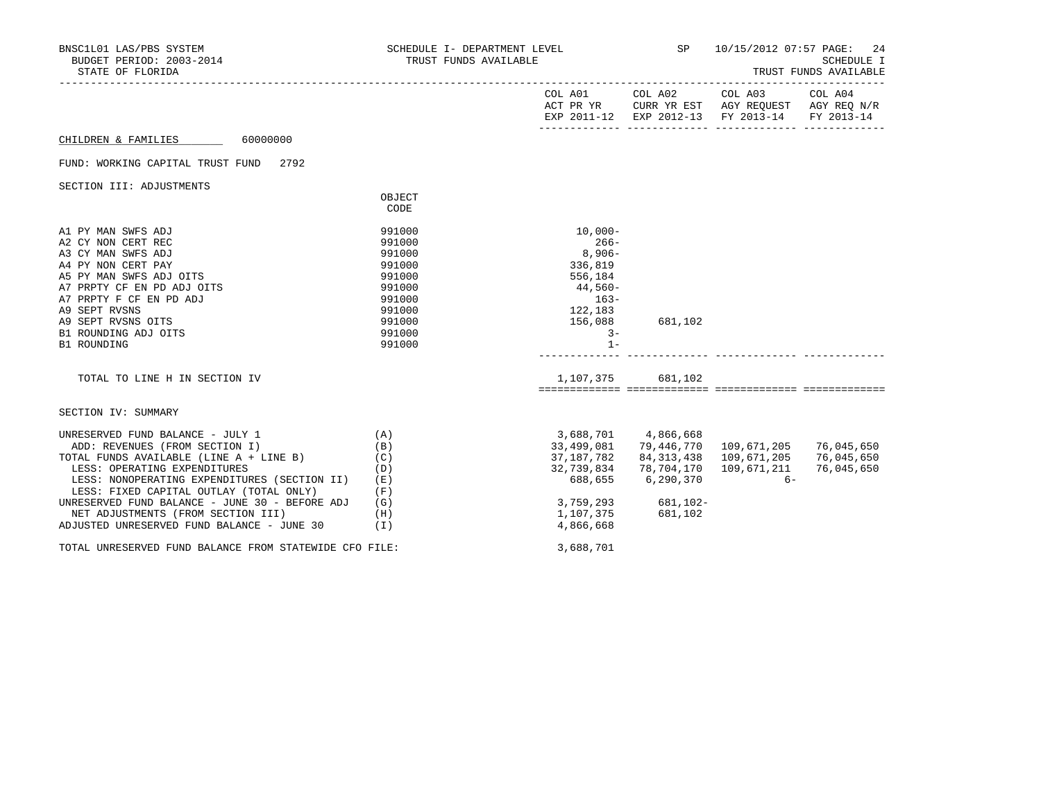BNSC1L01 LAS/PBS SYSTEM
BUDGET PERIOD: 2003-2014
STATE OF FLORIDA

SCHEDULE I- DEPARTMENT LEVEL
TRUST FUNDS AVAILABLE

SP 10/15/2012 07:57

SCHEDULE I
TRUST FUNDS AVAILABLE

CHILDREN & FAMILIES 60000000

FUND: WORKING CAPITAL TRUST FUND 2792

SECTION III: ADJUSTMENTS

| | OBJECT CODE | COL A01 ACT PR YR EXP 2011-12 | COL A02 CURR YR EST EXP 2012-13 | COL A03 AGY REQUEST FY 2013-14 | COL A04 AGY REQ N/R FY 2013-14 |
|---|---|---|---|---|---|
| A1 PY MAN SWFS ADJ | 991000 | 10,000- | | | |
| A2 CY NON CERT REC | 991000 | 266- | | | |
| A3 CY MAN SWFS ADJ | 991000 | 8,906- | | | |
| A4 PY NON CERT PAY | 991000 | 336,819 | | | |
| A5 PY MAN SWFS ADJ OITS | 991000 | 556,184 | | | |
| A7 PRPTY CF EN PD ADJ OITS | 991000 | 44,560- | | | |
| A7 PRPTY F CF EN PD ADJ | 991000 | 163- | | | |
| A9 SEPT RVSNS | 991000 | 122,183 | | | |
| A9 SEPT RVSNS OITS | 991000 | 156,088 | 681,102 | | |
| B1 ROUNDING ADJ OITS | 991000 | 3- | | | |
| B1 ROUNDING | 991000 | 1- | | | |
| TOTAL TO LINE H IN SECTION IV | | 1,107,375 | 681,102 | | |

SECTION IV: SUMMARY

| | | COL A01 | COL A02 | COL A03 | COL A04 |
|---|---|---|---|---|---|
| UNRESERVED FUND BALANCE - JULY 1 | (A) | 3,688,701 | 4,866,668 | | |
| ADD: REVENUES (FROM SECTION I) | (B) | 33,499,081 | 79,446,770 | 109,671,205 | 76,045,650 |
| TOTAL FUNDS AVAILABLE (LINE A + LINE B) | (C) | 37,187,782 | 84,313,438 | 109,671,205 | 76,045,650 |
| LESS: OPERATING EXPENDITURES | (D) | 32,739,834 | 78,704,170 | 109,671,211 | 76,045,650 |
| LESS: NONOPERATING EXPENDITURES (SECTION II) | (E) | 688,655 | 6,290,370 | 6- | |
| LESS: FIXED CAPITAL OUTLAY (TOTAL ONLY) | (F) | | | | |
| UNRESERVED FUND BALANCE - JUNE 30 - BEFORE ADJ | (G) | 3,759,293 | 681,102- | | |
| NET ADJUSTMENTS (FROM SECTION III) | (H) | 1,107,375 | 681,102 | | |
| ADJUSTED UNRESERVED FUND BALANCE - JUNE 30 | (I) | 4,866,668 | | | |

TOTAL UNRESERVED FUND BALANCE FROM STATEWIDE CFO FILE: 3,688,701